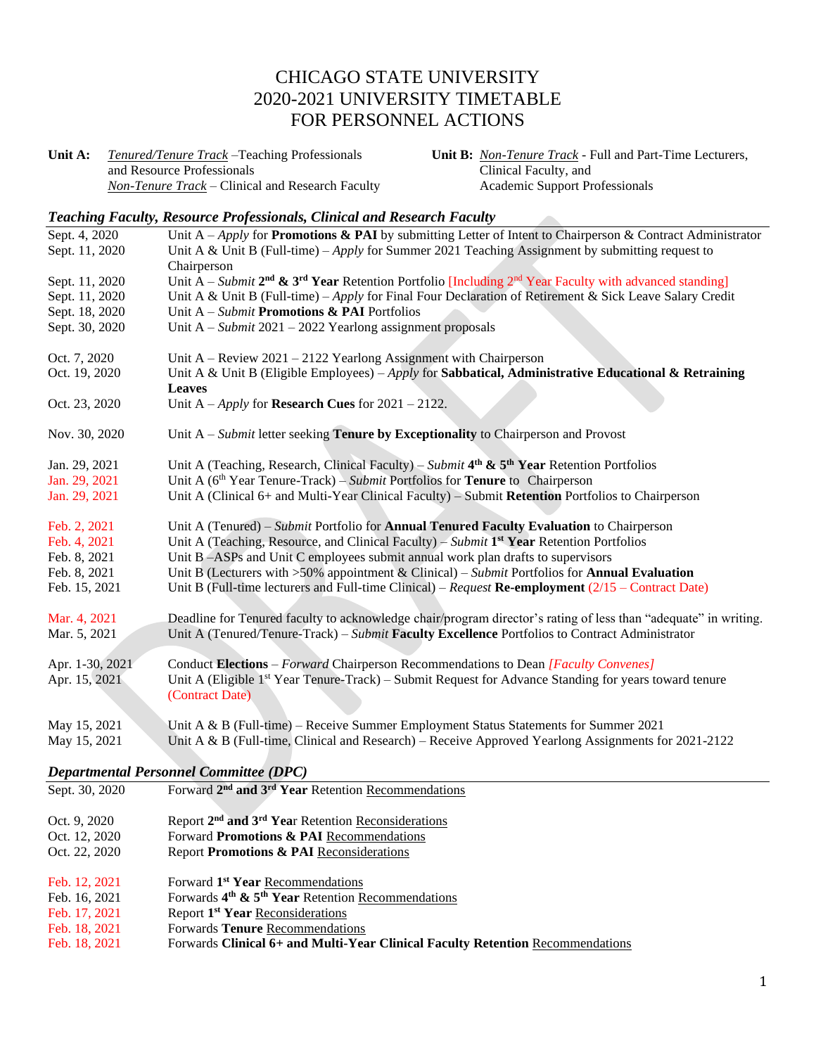# CHICAGO STATE UNIVERSITY
# 2020-2021 UNIVERSITY TIMETABLE
# FOR PERSONNEL ACTIONS

**Unit A:** *Tenured/Tenure Track* –Teaching Professionals and Resource Professionals
*Non-Tenure Track* – Clinical and Research Faculty

**Unit B:** *Non-Tenure Track* - Full and Part-Time Lecturers, Clinical Faculty, and Academic Support Professionals

### *Teaching Faculty, Resource Professionals, Clinical and Research Faculty*

| | |
|---|---|
| Sept. 4, 2020 | Unit A – *Apply* for **Promotions & PAI** by submitting Letter of Intent to Chairperson & Contract Administrator |
| Sept. 11, 2020 | Unit A & Unit B (Full-time) – *Apply* for Summer 2021 Teaching Assignment by submitting request to Chairperson |
| Sept. 11, 2020 | Unit A – *Submit* **2nd & 3rd Year** Retention Portfolio [Including 2nd Year Faculty with advanced standing] |
| Sept. 11, 2020 | Unit A & Unit B (Full-time) – *Apply* for Final Four Declaration of Retirement & Sick Leave Salary Credit |
| Sept. 18, 2020 | Unit A – *Submit* **Promotions & PAI** Portfolios |
| Sept. 30, 2020 | Unit A – *Submit* 2021 – 2022 Yearlong assignment proposals |
| Oct. 7, 2020 | Unit A – Review 2021 – 2122 Yearlong Assignment with Chairperson |
| Oct. 19, 2020 | Unit A & Unit B (Eligible Employees) – *Apply* for **Sabbatical, Administrative Educational & Retraining Leaves** |
| Oct. 23, 2020 | Unit A – *Apply* for **Research Cues** for 2021 – 2122. |
| Nov. 30, 2020 | Unit A – *Submit* letter seeking **Tenure by Exceptionality** to Chairperson and Provost |
| Jan. 29, 2021 | Unit A (Teaching, Research, Clinical Faculty) – *Submit* **4th & 5th Year** Retention Portfolios |
| Jan. 29, 2021 | Unit A (6th Year Tenure-Track) – *Submit* Portfolios for **Tenure** to Chairperson |
| Jan. 29, 2021 | Unit A (Clinical 6+ and Multi-Year Clinical Faculty) – Submit **Retention** Portfolios to Chairperson |
| Feb. 2, 2021 | Unit A (Tenured) – *Submit* Portfolio for **Annual Tenured Faculty Evaluation** to Chairperson |
| Feb. 4, 2021 | Unit A (Teaching, Resource, and Clinical Faculty) – *Submit* **1st Year** Retention Portfolios |
| Feb. 8, 2021 | Unit B –ASPs and Unit C employees submit annual work plan drafts to supervisors |
| Feb. 8, 2021 | Unit B (Lecturers with >50% appointment & Clinical) – *Submit* Portfolios for **Annual Evaluation** |
| Feb. 15, 2021 | Unit B (Full-time lecturers and Full-time Clinical) – *Request* **Re-employment** (2/15 – Contract Date) |
| Mar. 4, 2021 | Deadline for Tenured faculty to acknowledge chair/program director's rating of less than "adequate" in writing. |
| Mar. 5, 2021 | Unit A (Tenured/Tenure-Track) – *Submit* **Faculty Excellence** Portfolios to Contract Administrator |
| Apr. 1-30, 2021 | Conduct **Elections** – *Forward* Chairperson Recommendations to Dean *[Faculty Convenes]* |
| Apr. 15, 2021 | Unit A (Eligible 1st Year Tenure-Track) – Submit Request for Advance Standing for years toward tenure (Contract Date) |
| May 15, 2021 | Unit A & B (Full-time) – Receive Summer Employment Status Statements for Summer 2021 |
| May 15, 2021 | Unit A & B (Full-time, Clinical and Research) – Receive Approved Yearlong Assignments for 2021-2122 |

### *Departmental Personnel Committee (DPC)*

| | |
|---|---|
| Sept. 30, 2020 | Forward **2nd and 3rd Year** Retention Recommendations |
| Oct. 9, 2020 | Report **2nd and 3rd Year** Retention Reconsiderations |
| Oct. 12, 2020 | Forward **Promotions & PAI** Recommendations |
| Oct. 22, 2020 | Report **Promotions & PAI** Reconsiderations |
| Feb. 12, 2021 | Forward **1st Year** Recommendations |
| Feb. 16, 2021 | Forwards **4th & 5th Year** Retention Recommendations |
| Feb. 17, 2021 | Report **1st Year** Reconsiderations |
| Feb. 18, 2021 | Forwards **Tenure** Recommendations |
| Feb. 18, 2021 | Forwards **Clinical 6+ and Multi-Year Clinical Faculty Retention** Recommendations |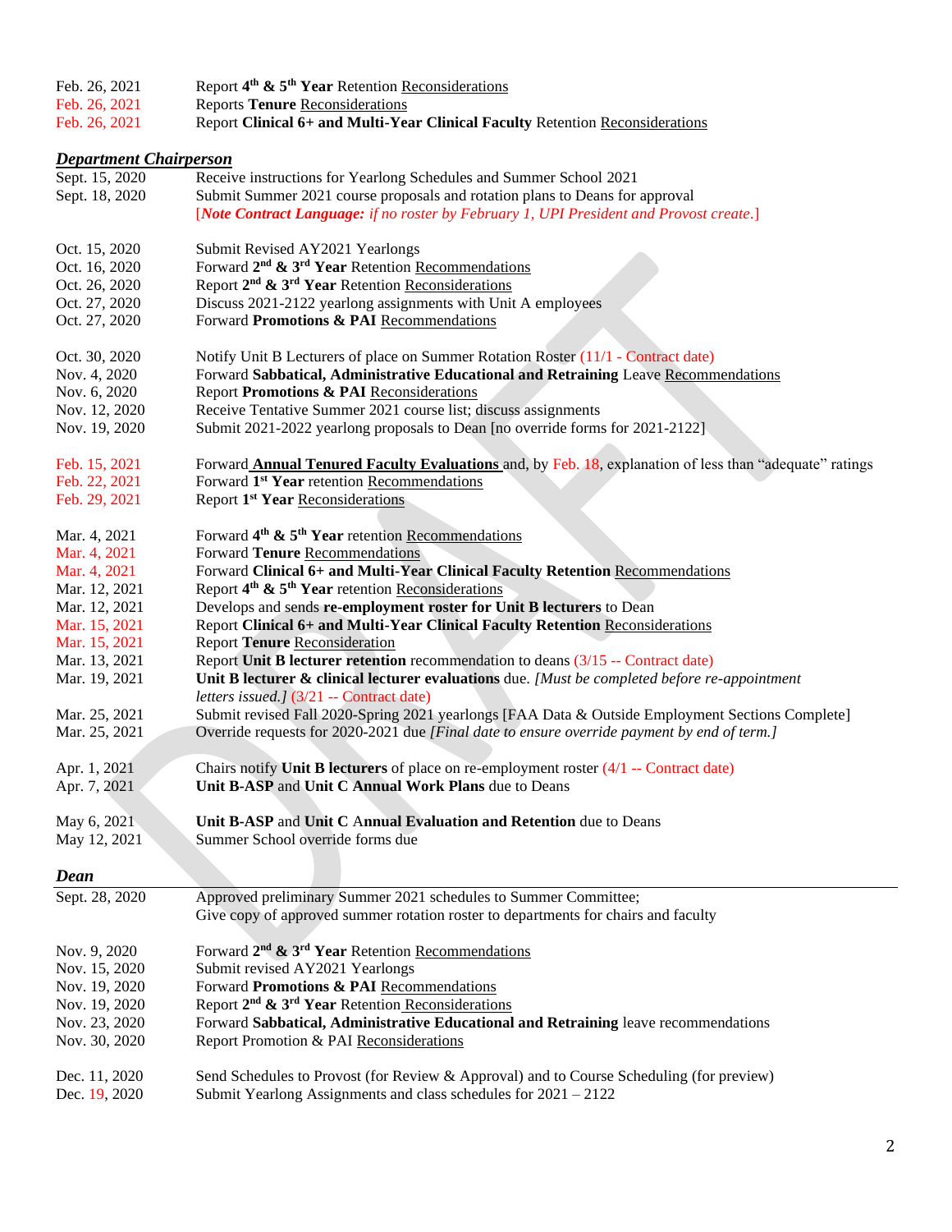| | |
|---|---|
| Feb. 26, 2021 | Report **4th & 5th Year** Retention Reconsiderations |
| Feb. 26, 2021 | Reports **Tenure** Reconsiderations |
| Feb. 26, 2021 | Report **Clinical 6+ and Multi-Year Clinical Faculty** Retention Reconsiderations |

### ***Department Chairperson***

| | |
|---|---|
| Sept. 15, 2020 | Receive instructions for Yearlong Schedules and Summer School 2021 |
| Sept. 18, 2020 | Submit Summer 2021 course proposals and rotation plans to Deans for approval [***Note Contract Language:*** *if no roster by February 1, UPI President and Provost create.*] |
| Oct. 15, 2020 | Submit Revised AY2021 Yearlongs |
| Oct. 16, 2020 | Forward **2nd & 3rd Year** Retention Recommendations |
| Oct. 26, 2020 | Report **2nd & 3rd Year** Retention Reconsiderations |
| Oct. 27, 2020 | Discuss 2021-2122 yearlong assignments with Unit A employees |
| Oct. 27, 2020 | Forward **Promotions & PAI** Recommendations |
| Oct. 30, 2020 | Notify Unit B Lecturers of place on Summer Rotation Roster (11/1 - Contract date) |
| Nov. 4, 2020 | Forward **Sabbatical, Administrative Educational and Retraining** Leave Recommendations |
| Nov. 6, 2020 | Report **Promotions & PAI** Reconsiderations |
| Nov. 12, 2020 | Receive Tentative Summer 2021 course list; discuss assignments |
| Nov. 19, 2020 | Submit 2021-2022 yearlong proposals to Dean [no override forms for 2021-2122] |
| Feb. 15, 2021 | Forward **Annual Tenured Faculty Evaluations** and, by Feb. 18, explanation of less than "adequate" ratings |
| Feb. 22, 2021 | Forward **1st Year** retention Recommendations |
| Feb. 29, 2021 | Report **1st Year** Reconsiderations |
| Mar. 4, 2021 | Forward **4th & 5th Year** retention Recommendations |
| Mar. 4, 2021 | Forward **Tenure** Recommendations |
| Mar. 4, 2021 | Forward **Clinical 6+ and Multi-Year Clinical Faculty Retention** Recommendations |
| Mar. 12, 2021 | Report **4th & 5th Year** retention Reconsiderations |
| Mar. 12, 2021 | Develops and sends **re-employment roster for Unit B lecturers** to Dean |
| Mar. 15, 2021 | Report **Clinical 6+ and Multi-Year Clinical Faculty Retention** Reconsiderations |
| Mar. 15, 2021 | Report **Tenure** Reconsideration |
| Mar. 13, 2021 | Report **Unit B lecturer retention** recommendation to deans (3/15 -- Contract date) |
| Mar. 19, 2021 | **Unit B lecturer & clinical lecturer evaluations** due. *[Must be completed before re-appointment letters issued.]* (3/21 -- Contract date) |
| Mar. 25, 2021 | Submit revised Fall 2020-Spring 2021 yearlongs [FAA Data & Outside Employment Sections Complete] |
| Mar. 25, 2021 | Override requests for 2020-2021 due *[Final date to ensure override payment by end of term.]* |
| Apr. 1, 2021 | Chairs notify **Unit B lecturers** of place on re-employment roster (4/1 -- Contract date) |
| Apr. 7, 2021 | **Unit B-ASP** and **Unit C Annual Work Plans** due to Deans |
| May 6, 2021 | **Unit B-ASP** and **Unit C** A**nnual Evaluation and Retention** due to Deans |
| May 12, 2021 | Summer School override forms due |

### ***Dean***

| | |
|---|---|
| Sept. 28, 2020 | Approved preliminary Summer 2021 schedules to Summer Committee; Give copy of approved summer rotation roster to departments for chairs and faculty |
| Nov. 9, 2020 | Forward **2nd & 3rd Year** Retention Recommendations |
| Nov. 15, 2020 | Submit revised AY2021 Yearlongs |
| Nov. 19, 2020 | Forward **Promotions & PAI** Recommendations |
| Nov. 19, 2020 | Report **2nd & 3rd Year** Retention Reconsiderations |
| Nov. 23, 2020 | Forward **Sabbatical, Administrative Educational and Retraining** leave recommendations |
| Nov. 30, 2020 | Report Promotion & PAI Reconsiderations |
| Dec. 11, 2020 | Send Schedules to Provost (for Review & Approval) and to Course Scheduling (for preview) |
| Dec. 19, 2020 | Submit Yearlong Assignments and class schedules for 2021 – 2122 |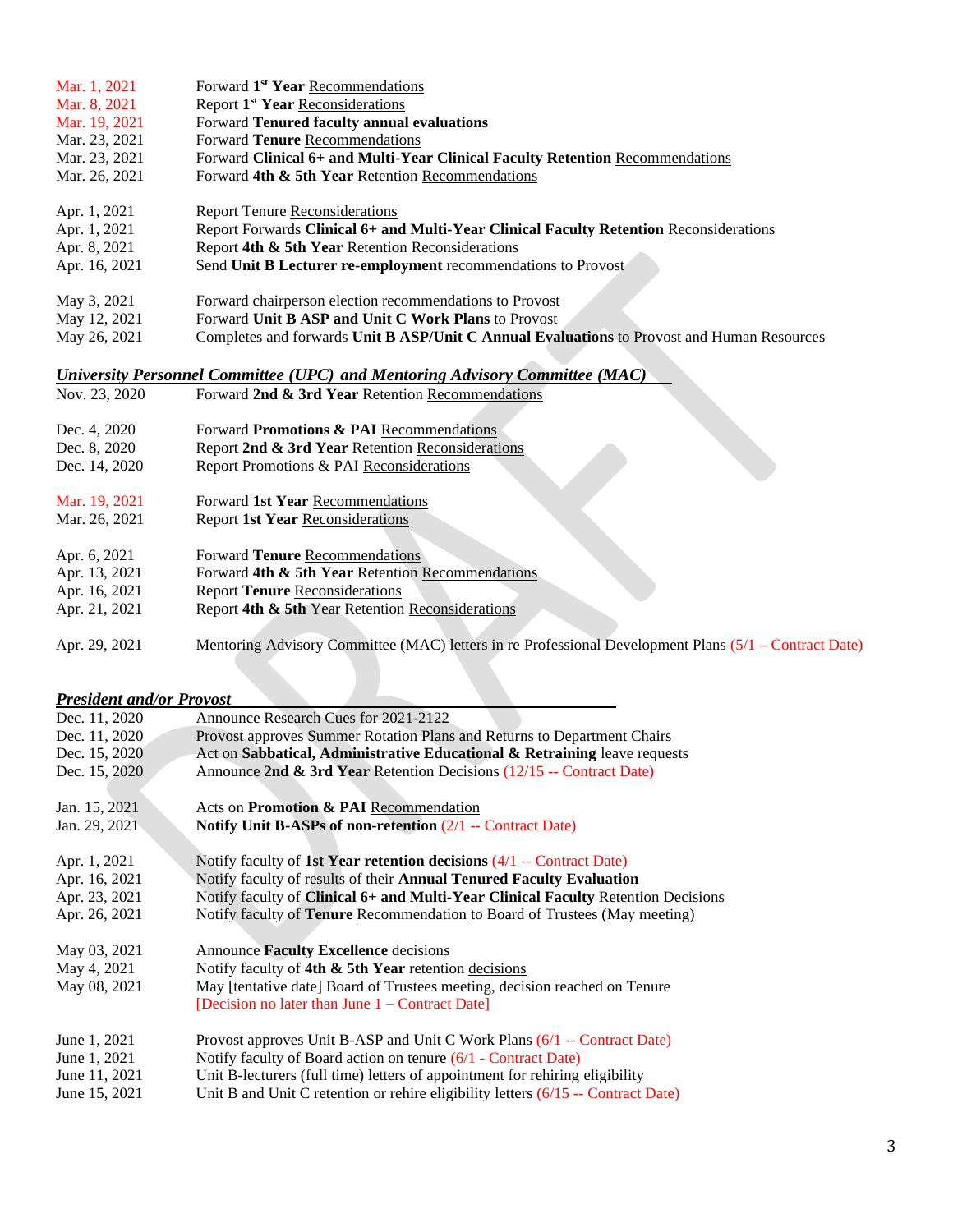| | |
|---|---|
| Mar. 1, 2021 | Forward **1st Year** Recommendations |
| Mar. 8, 2021 | Report **1st Year** Reconsiderations |
| Mar. 19, 2021 | Forward **Tenured faculty annual evaluations** |
| Mar. 23, 2021 | Forward **Tenure** Recommendations |
| Mar. 23, 2021 | Forward **Clinical 6+ and Multi-Year Clinical Faculty Retention** Recommendations |
| Mar. 26, 2021 | Forward **4th & 5th Year** Retention Recommendations |
| Apr. 1, 2021 | Report Tenure Reconsiderations |
| Apr. 1, 2021 | Report Forwards **Clinical 6+ and Multi-Year Clinical Faculty Retention** Reconsiderations |
| Apr. 8, 2021 | Report **4th & 5th Year** Retention Reconsiderations |
| Apr. 16, 2021 | Send **Unit B Lecturer re-employment** recommendations to Provost |
| May 3, 2021 | Forward chairperson election recommendations to Provost |
| May 12, 2021 | Forward **Unit B ASP and Unit C Work Plans** to Provost |
| May 26, 2021 | Completes and forwards **Unit B ASP/Unit C Annual Evaluations** to Provost and Human Resources |

***University Personnel Committee (UPC) and Mentoring Advisory Committee (MAC)***

| | |
|---|---|
| Nov. 23, 2020 | Forward **2nd & 3rd Year** Retention Recommendations |
| Dec. 4, 2020 | Forward **Promotions & PAI** Recommendations |
| Dec. 8, 2020 | Report **2nd & 3rd Year** Retention Reconsiderations |
| Dec. 14, 2020 | Report Promotions & PAI Reconsiderations |
| Mar. 19, 2021 | Forward **1st Year** Recommendations |
| Mar. 26, 2021 | Report **1st Year** Reconsiderations |
| Apr. 6, 2021 | Forward **Tenure** Recommendations |
| Apr. 13, 2021 | Forward **4th & 5th Year** Retention Recommendations |
| Apr. 16, 2021 | Report **Tenure** Reconsiderations |
| Apr. 21, 2021 | Report **4th & 5th** Year Retention Reconsiderations |
| Apr. 29, 2021 | Mentoring Advisory Committee (MAC) letters in re Professional Development Plans (5/1 – Contract Date) |

***President and/or Provost***

| | |
|---|---|
| Dec. 11, 2020 | Announce Research Cues for 2021-2122 |
| Dec. 11, 2020 | Provost approves Summer Rotation Plans and Returns to Department Chairs |
| Dec. 15, 2020 | Act on **Sabbatical, Administrative Educational & Retraining** leave requests |
| Dec. 15, 2020 | Announce **2nd & 3rd Year** Retention Decisions (12/15 -- Contract Date) |
| Jan. 15, 2021 | Acts on **Promotion & PAI** Recommendation |
| Jan. 29, 2021 | **Notify Unit B-ASPs of non-retention** (2/1 -- Contract Date) |
| Apr. 1, 2021 | Notify faculty of **1st Year retention decisions** (4/1 -- Contract Date) |
| Apr. 16, 2021 | Notify faculty of results of their **Annual Tenured Faculty Evaluation** |
| Apr. 23, 2021 | Notify faculty of **Clinical 6+ and Multi-Year Clinical Faculty** Retention Decisions |
| Apr. 26, 2021 | Notify faculty of **Tenure** Recommendation to Board of Trustees (May meeting) |
| May 03, 2021 | Announce **Faculty Excellence** decisions |
| May 4, 2021 | Notify faculty of **4th & 5th Year** retention decisions |
| May 08, 2021 | May [tentative date] Board of Trustees meeting, decision reached on Tenure [Decision no later than June 1 – Contract Date] |
| June 1, 2021 | Provost approves Unit B-ASP and Unit C Work Plans (6/1 -- Contract Date) |
| June 1, 2021 | Notify faculty of Board action on tenure (6/1 - Contract Date) |
| June 11, 2021 | Unit B-lecturers (full time) letters of appointment for rehiring eligibility |
| June 15, 2021 | Unit B and Unit C retention or rehire eligibility letters (6/15 -- Contract Date) |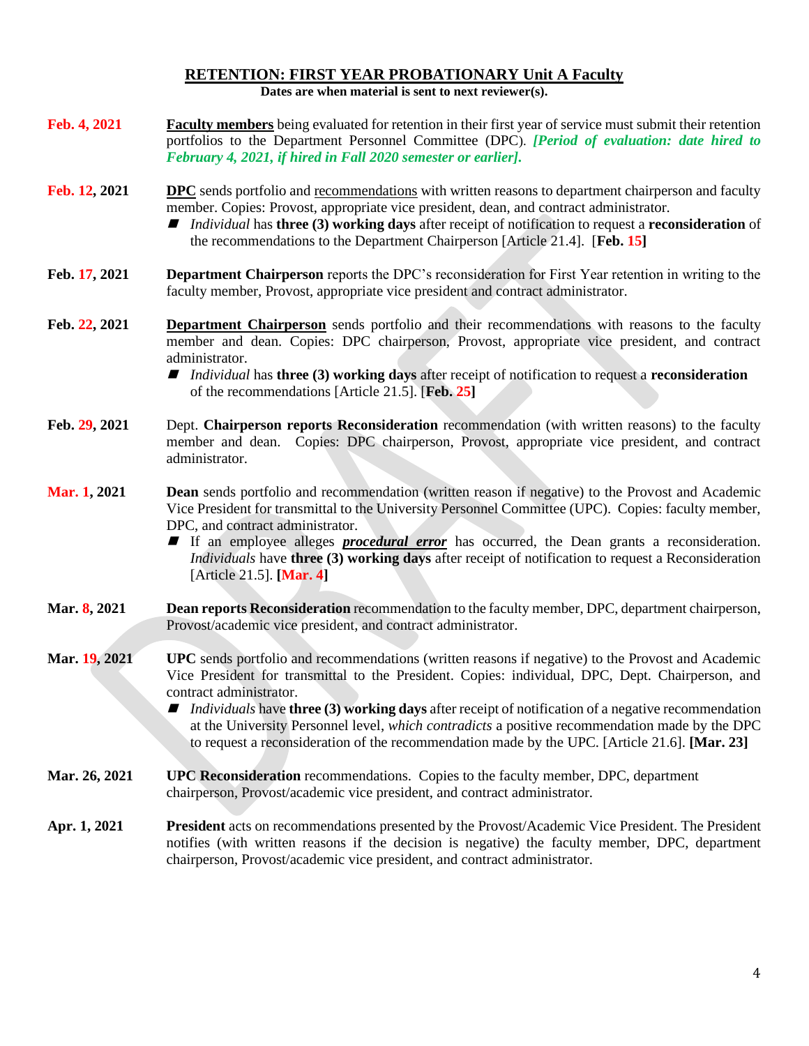## RETENTION: FIRST YEAR PROBATIONARY Unit A Faculty

**Dates are when material is sent to next reviewer(s).**

**Feb. 4, 2021** — **Faculty members** being evaluated for retention in their first year of service must submit their retention portfolios to the Department Personnel Committee (DPC). ***[Period of evaluation: date hired to February 4, 2021, if hired in Fall 2020 semester or earlier].***

**Feb. 12, 2021** — **DPC** sends portfolio and recommendations with written reasons to department chairperson and faculty member. Copies: Provost, appropriate vice president, dean, and contract administrator.

- *Individual* has **three (3) working days** after receipt of notification to request a **reconsideration** of the recommendations to the Department Chairperson [Article 21.4]. [**Feb. 15]**

**Feb. 17, 2021** — **Department Chairperson** reports the DPC's reconsideration for First Year retention in writing to the faculty member, Provost, appropriate vice president and contract administrator.

**Feb. 22, 2021** — **Department Chairperson** sends portfolio and their recommendations with reasons to the faculty member and dean. Copies: DPC chairperson, Provost, appropriate vice president, and contract administrator.

- *Individual* has **three (3) working days** after receipt of notification to request a **reconsideration** of the recommendations [Article 21.5]. [**Feb. 25]**

**Feb. 29, 2021** — Dept. **Chairperson reports Reconsideration** recommendation (with written reasons) to the faculty member and dean. Copies: DPC chairperson, Provost, appropriate vice president, and contract administrator.

**Mar. 1, 2021** — **Dean** sends portfolio and recommendation (written reason if negative) to the Provost and Academic Vice President for transmittal to the University Personnel Committee (UPC). Copies: faculty member, DPC, and contract administrator.

- If an employee alleges ***procedural error*** has occurred, the Dean grants a reconsideration. *Individuals* have **three (3) working days** after receipt of notification to request a Reconsideration [Article 21.5]. **[Mar. 4]**

**Mar. 8, 2021** — **Dean reports Reconsideration** recommendation to the faculty member, DPC, department chairperson, Provost/academic vice president, and contract administrator.

**Mar. 19, 2021** — **UPC** sends portfolio and recommendations (written reasons if negative) to the Provost and Academic Vice President for transmittal to the President. Copies: individual, DPC, Dept. Chairperson, and contract administrator.

- *Individuals* have **three (3) working days** after receipt of notification of a negative recommendation at the University Personnel level, *which contradicts* a positive recommendation made by the DPC to request a reconsideration of the recommendation made by the UPC. [Article 21.6]. **[Mar. 23]**

**Mar. 26, 2021** — **UPC Reconsideration** recommendations. Copies to the faculty member, DPC, department chairperson, Provost/academic vice president, and contract administrator.

**Apr. 1, 2021** — **President** acts on recommendations presented by the Provost/Academic Vice President. The President notifies (with written reasons if the decision is negative) the faculty member, DPC, department chairperson, Provost/academic vice president, and contract administrator.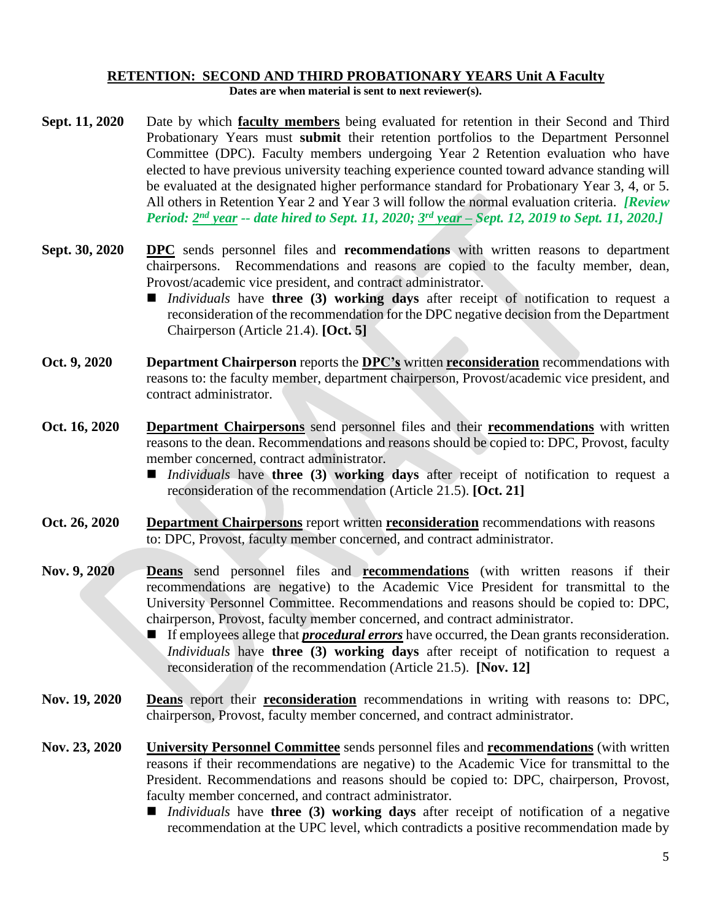## RETENTION: SECOND AND THIRD PROBATIONARY YEARS Unit A Faculty

**Dates are when material is sent to next reviewer(s).**

**Sept. 11, 2020** — Date by which **faculty members** being evaluated for retention in their Second and Third Probationary Years must **submit** their retention portfolios to the Department Personnel Committee (DPC). Faculty members undergoing Year 2 Retention evaluation who have elected to have previous university teaching experience counted toward advance standing will be evaluated at the designated higher performance standard for Probationary Year 3, 4, or 5. All others in Retention Year 2 and Year 3 will follow the normal evaluation criteria. ***[Review Period: 2nd year -- date hired to Sept. 11, 2020; 3rd year – Sept. 12, 2019 to Sept. 11, 2020.]***

**Sept. 30, 2020** — **DPC** sends personnel files and **recommendations** with written reasons to department chairpersons. Recommendations and reasons are copied to the faculty member, dean, Provost/academic vice president, and contract administrator.

- *Individuals* have **three (3) working days** after receipt of notification to request a reconsideration of the recommendation for the DPC negative decision from the Department Chairperson (Article 21.4). **[Oct. 5]**

**Oct. 9, 2020** — **Department Chairperson** reports the **DPC's** written **reconsideration** recommendations with reasons to: the faculty member, department chairperson, Provost/academic vice president, and contract administrator.

**Oct. 16, 2020** — **Department Chairpersons** send personnel files and their **recommendations** with written reasons to the dean. Recommendations and reasons should be copied to: DPC, Provost, faculty member concerned, contract administrator.

- *Individuals* have **three (3) working days** after receipt of notification to request a reconsideration of the recommendation (Article 21.5). **[Oct. 21]**

**Oct. 26, 2020** — **Department Chairpersons** report written **reconsideration** recommendations with reasons to: DPC, Provost, faculty member concerned, and contract administrator.

**Nov. 9, 2020** — **Deans** send personnel files and **recommendations** (with written reasons if their recommendations are negative) to the Academic Vice President for transmittal to the University Personnel Committee. Recommendations and reasons should be copied to: DPC, chairperson, Provost, faculty member concerned, and contract administrator.

- If employees allege that ***procedural errors*** have occurred, the Dean grants reconsideration. *Individuals* have **three (3) working days** after receipt of notification to request a reconsideration of the recommendation (Article 21.5). **[Nov. 12]**

**Nov. 19, 2020** — **Deans** report their **reconsideration** recommendations in writing with reasons to: DPC, chairperson, Provost, faculty member concerned, and contract administrator.

**Nov. 23, 2020** — **University Personnel Committee** sends personnel files and **recommendations** (with written reasons if their recommendations are negative) to the Academic Vice for transmittal to the President. Recommendations and reasons should be copied to: DPC, chairperson, Provost, faculty member concerned, and contract administrator.

- *Individuals* have **three (3) working days** after receipt of notification of a negative recommendation at the UPC level, which contradicts a positive recommendation made by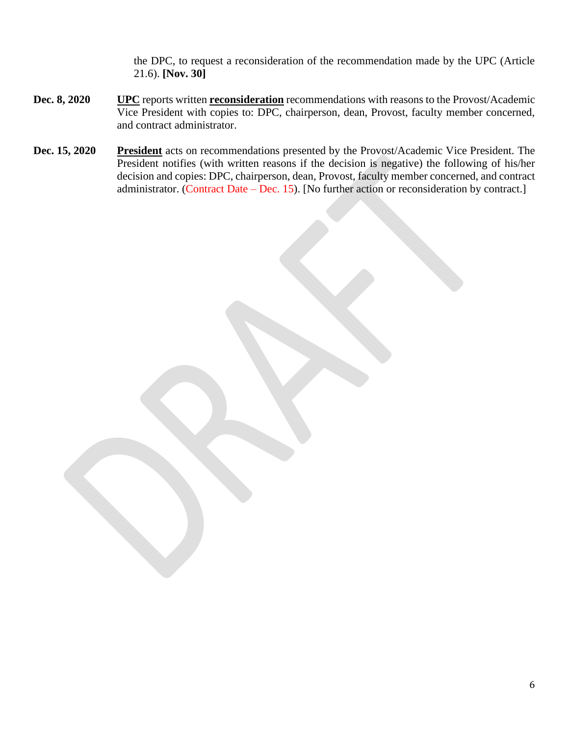the DPC, to request a reconsideration of the recommendation made by the UPC (Article 21.6). **[Nov. 30]**

**Dec. 8, 2020** **UPC** reports written **reconsideration** recommendations with reasons to the Provost/Academic Vice President with copies to: DPC, chairperson, dean, Provost, faculty member concerned, and contract administrator.

**Dec. 15, 2020** **President** acts on recommendations presented by the Provost/Academic Vice President. The President notifies (with written reasons if the decision is negative) the following of his/her decision and copies: DPC, chairperson, dean, Provost, faculty member concerned, and contract administrator. (Contract Date – Dec. 15). [No further action or reconsideration by contract.]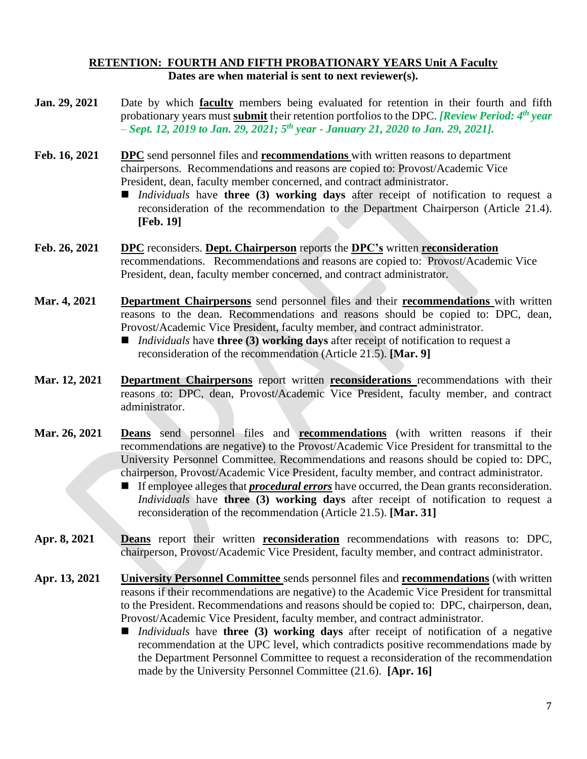## RETENTION: FOURTH AND FIFTH PROBATIONARY YEARS Unit A Faculty

**Dates are when material is sent to next reviewer(s).**

**Jan. 29, 2021** Date by which **faculty** members being evaluated for retention in their fourth and fifth probationary years must **submit** their retention portfolios to the DPC. ***[Review Period: 4th year – Sept. 12, 2019 to Jan. 29, 2021; 5th year - January 21, 2020 to Jan. 29, 2021].***

**Feb. 16, 2021** **DPC** send personnel files and **recommendations** with written reasons to department chairpersons. Recommendations and reasons are copied to: Provost/Academic Vice President, dean, faculty member concerned, and contract administrator.

- *Individuals* have **three (3) working days** after receipt of notification to request a reconsideration of the recommendation to the Department Chairperson (Article 21.4). **[Feb. 19]**

**Feb. 26, 2021** **DPC** reconsiders. **Dept. Chairperson** reports the **DPC's** written **reconsideration** recommendations. Recommendations and reasons are copied to: Provost/Academic Vice President, dean, faculty member concerned, and contract administrator.

**Mar. 4, 2021** **Department Chairpersons** send personnel files and their **recommendations** with written reasons to the dean. Recommendations and reasons should be copied to: DPC, dean, Provost/Academic Vice President, faculty member, and contract administrator.

- *Individuals* have **three (3) working days** after receipt of notification to request a reconsideration of the recommendation (Article 21.5). **[Mar. 9]**

**Mar. 12, 2021** **Department Chairpersons** report written **reconsiderations** recommendations with their reasons to: DPC, dean, Provost/Academic Vice President, faculty member, and contract administrator.

**Mar. 26, 2021** **Deans** send personnel files and **recommendations** (with written reasons if their recommendations are negative) to the Provost/Academic Vice President for transmittal to the University Personnel Committee. Recommendations and reasons should be copied to: DPC, chairperson, Provost/Academic Vice President, faculty member, and contract administrator.

- If employee alleges that ***procedural errors*** have occurred, the Dean grants reconsideration. *Individuals* have **three (3) working days** after receipt of notification to request a reconsideration of the recommendation (Article 21.5). **[Mar. 31]**

**Apr. 8, 2021** **Deans** report their written **reconsideration** recommendations with reasons to: DPC, chairperson, Provost/Academic Vice President, faculty member, and contract administrator.

**Apr. 13, 2021** **University Personnel Committee** sends personnel files and **recommendations** (with written reasons if their recommendations are negative) to the Academic Vice President for transmittal to the President. Recommendations and reasons should be copied to: DPC, chairperson, dean, Provost/Academic Vice President, faculty member, and contract administrator.

- *Individuals* have **three (3) working days** after receipt of notification of a negative recommendation at the UPC level, which contradicts positive recommendations made by the Department Personnel Committee to request a reconsideration of the recommendation made by the University Personnel Committee (21.6). **[Apr. 16]**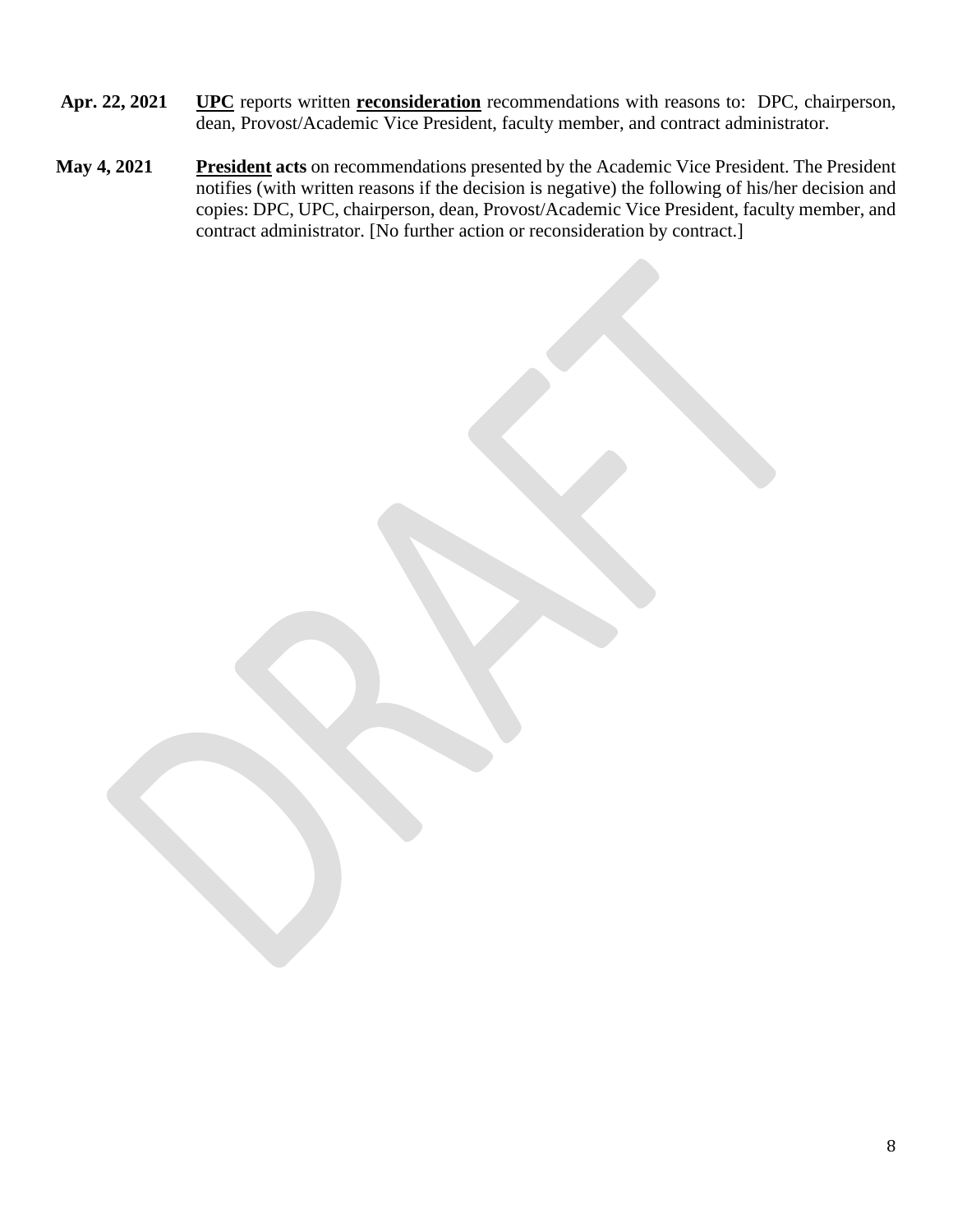**Apr. 22, 2021** **UPC** reports written **reconsideration** recommendations with reasons to: DPC, chairperson, dean, Provost/Academic Vice President, faculty member, and contract administrator.

**May 4, 2021** **President acts** on recommendations presented by the Academic Vice President. The President notifies (with written reasons if the decision is negative) the following of his/her decision and copies: DPC, UPC, chairperson, dean, Provost/Academic Vice President, faculty member, and contract administrator. [No further action or reconsideration by contract.]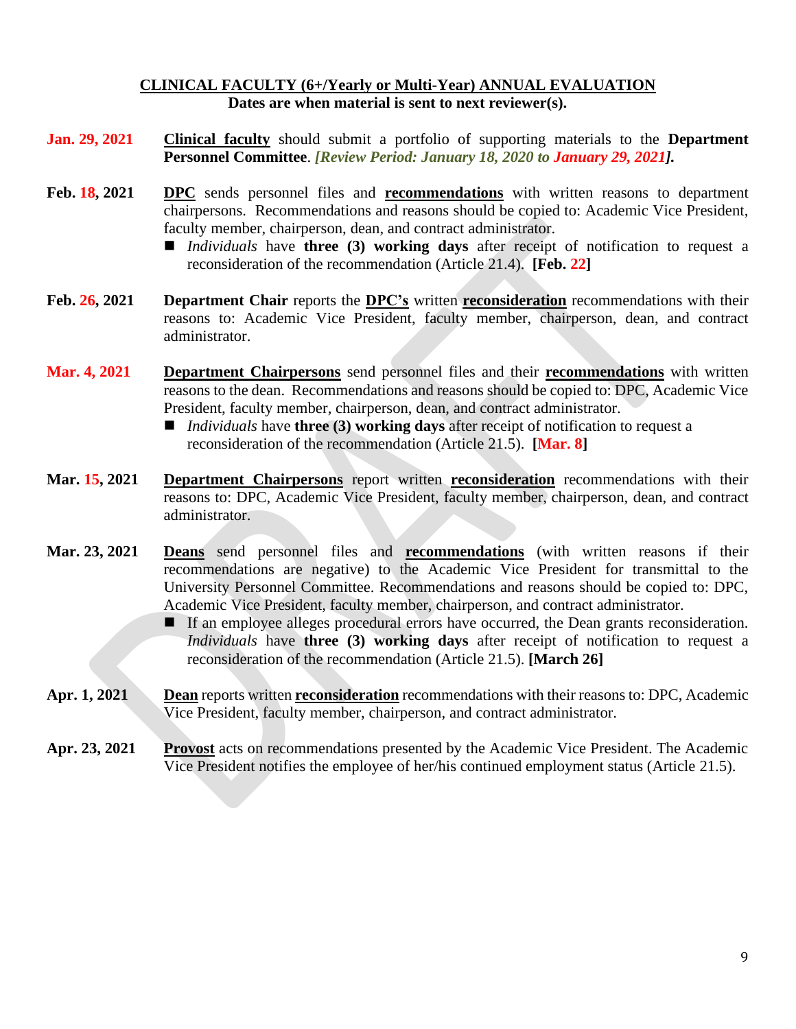## CLINICAL FACULTY (6+/Yearly or Multi-Year) ANNUAL EVALUATION

**Dates are when material is sent to next reviewer(s).**

**Jan. 29, 2021** — **Clinical faculty** should submit a portfolio of supporting materials to the **Department Personnel Committee**. ***[Review Period: January 18, 2020 to January 29, 2021].***

**Feb. 18, 2021** — **DPC** sends personnel files and **recommendations** with written reasons to department chairpersons. Recommendations and reasons should be copied to: Academic Vice President, faculty member, chairperson, dean, and contract administrator.

- *Individuals* have **three (3) working days** after receipt of notification to request a reconsideration of the recommendation (Article 21.4). **[Feb. 22]**

**Feb. 26, 2021** — **Department Chair** reports the **DPC's** written **reconsideration** recommendations with their reasons to: Academic Vice President, faculty member, chairperson, dean, and contract administrator.

**Mar. 4, 2021** — **Department Chairpersons** send personnel files and their **recommendations** with written reasons to the dean. Recommendations and reasons should be copied to: DPC, Academic Vice President, faculty member, chairperson, dean, and contract administrator.

- *Individuals* have **three (3) working days** after receipt of notification to request a reconsideration of the recommendation (Article 21.5). **[Mar. 8]**

**Mar. 15, 2021** — **Department Chairpersons** report written **reconsideration** recommendations with their reasons to: DPC, Academic Vice President, faculty member, chairperson, dean, and contract administrator.

**Mar. 23, 2021** — **Deans** send personnel files and **recommendations** (with written reasons if their recommendations are negative) to the Academic Vice President for transmittal to the University Personnel Committee. Recommendations and reasons should be copied to: DPC, Academic Vice President, faculty member, chairperson, and contract administrator.

- If an employee alleges procedural errors have occurred, the Dean grants reconsideration. *Individuals* have **three (3) working days** after receipt of notification to request a reconsideration of the recommendation (Article 21.5). **[March 26]**

**Apr. 1, 2021** — **Dean** reports written **reconsideration** recommendations with their reasons to: DPC, Academic Vice President, faculty member, chairperson, and contract administrator.

**Apr. 23, 2021** — **Provost** acts on recommendations presented by the Academic Vice President. The Academic Vice President notifies the employee of her/his continued employment status (Article 21.5).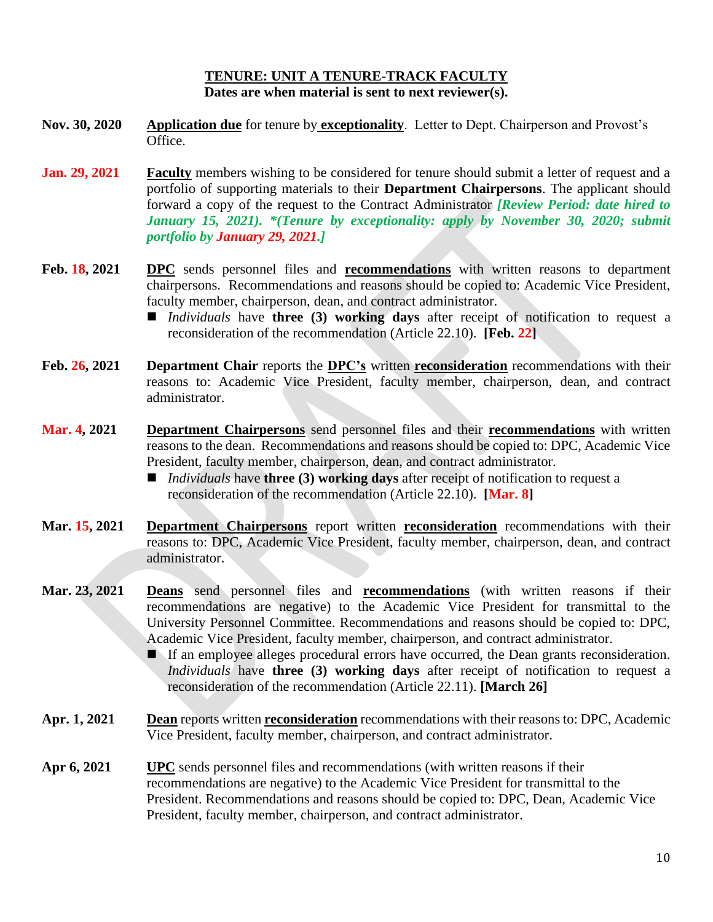**TENURE: UNIT A TENURE-TRACK FACULTY**

**Dates are when material is sent to next reviewer(s).**

**Nov. 30, 2020** — **Application due** for tenure by **exceptionality**. Letter to Dept. Chairperson and Provost's Office.

**Jan. 29, 2021** — **Faculty** members wishing to be considered for tenure should submit a letter of request and a portfolio of supporting materials to their **Department Chairpersons**. The applicant should forward a copy of the request to the Contract Administrator ***[Review Period: date hired to January 15, 2021). *(Tenure by exceptionality: apply by November 30, 2020; submit portfolio by January 29, 2021.]***

**Feb. 18, 2021** — **DPC** sends personnel files and **recommendations** with written reasons to department chairpersons. Recommendations and reasons should be copied to: Academic Vice President, faculty member, chairperson, dean, and contract administrator.

- *Individuals* have **three (3) working days** after receipt of notification to request a reconsideration of the recommendation (Article 22.10). **[Feb. 22]**

**Feb. 26, 2021** — **Department Chair** reports the **DPC's** written **reconsideration** recommendations with their reasons to: Academic Vice President, faculty member, chairperson, dean, and contract administrator.

**Mar. 4, 2021** — **Department Chairpersons** send personnel files and their **recommendations** with written reasons to the dean. Recommendations and reasons should be copied to: DPC, Academic Vice President, faculty member, chairperson, dean, and contract administrator.

- *Individuals* have **three (3) working days** after receipt of notification to request a reconsideration of the recommendation (Article 22.10). **[Mar. 8]**

**Mar. 15, 2021** — **Department Chairpersons** report written **reconsideration** recommendations with their reasons to: DPC, Academic Vice President, faculty member, chairperson, dean, and contract administrator.

**Mar. 23, 2021** — **Deans** send personnel files and **recommendations** (with written reasons if their recommendations are negative) to the Academic Vice President for transmittal to the University Personnel Committee. Recommendations and reasons should be copied to: DPC, Academic Vice President, faculty member, chairperson, and contract administrator.

- If an employee alleges procedural errors have occurred, the Dean grants reconsideration. *Individuals* have **three (3) working days** after receipt of notification to request a reconsideration of the recommendation (Article 22.11). **[March 26]**

**Apr. 1, 2021** — **Dean** reports written **reconsideration** recommendations with their reasons to: DPC, Academic Vice President, faculty member, chairperson, and contract administrator.

**Apr 6, 2021** — **UPC** sends personnel files and recommendations (with written reasons if their recommendations are negative) to the Academic Vice President for transmittal to the President. Recommendations and reasons should be copied to: DPC, Dean, Academic Vice President, faculty member, chairperson, and contract administrator.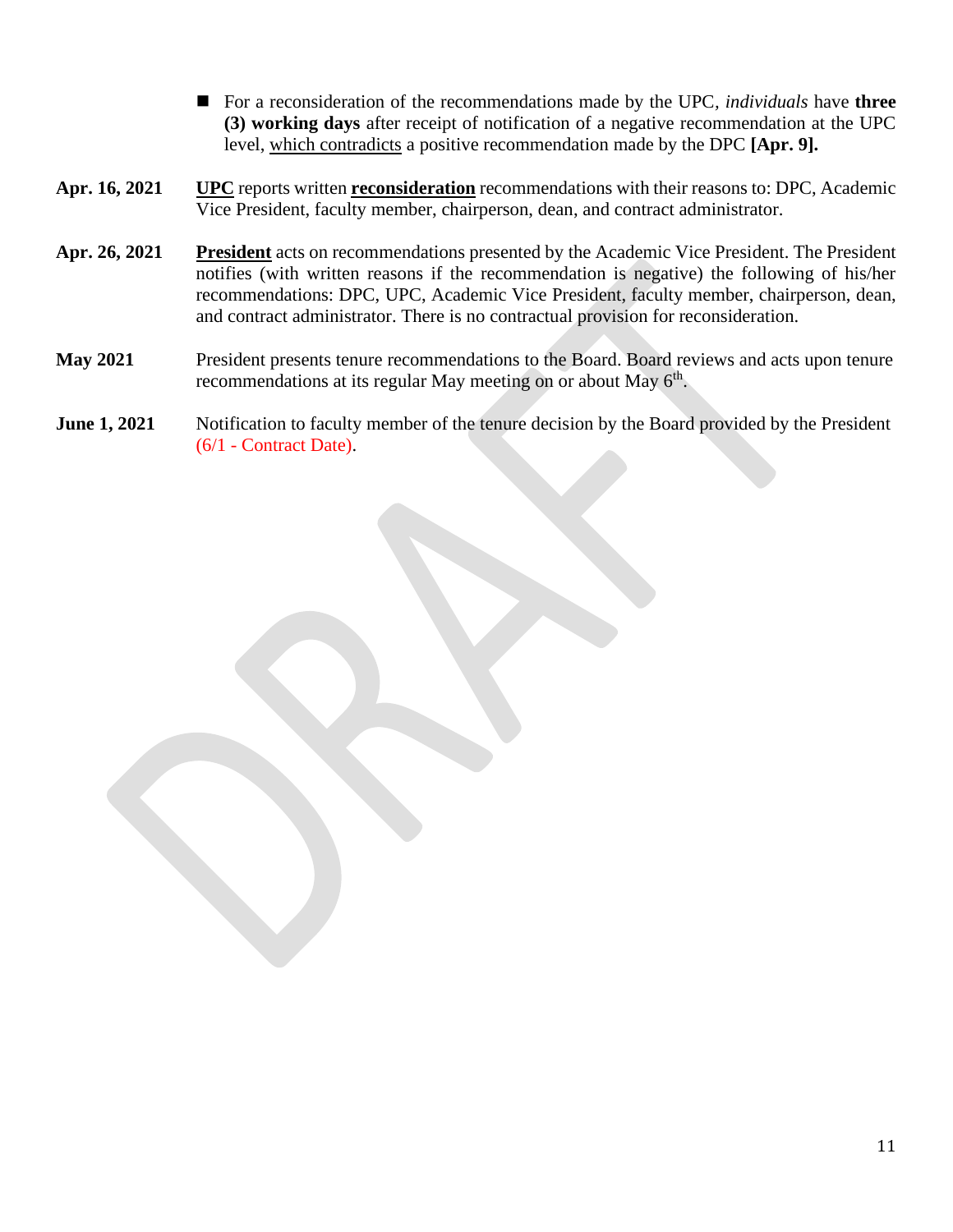- For a reconsideration of the recommendations made by the UPC, *individuals* have **three (3) working days** after receipt of notification of a negative recommendation at the UPC level, <u>which contradicts</u> a positive recommendation made by the DPC **[Apr. 9].**

**Apr. 16, 2021** <u>**UPC**</u> reports written <u>**reconsideration**</u> recommendations with their reasons to: DPC, Academic Vice President, faculty member, chairperson, dean, and contract administrator.

**Apr. 26, 2021** <u>**President**</u> acts on recommendations presented by the Academic Vice President. The President notifies (with written reasons if the recommendation is negative) the following of his/her recommendations: DPC, UPC, Academic Vice President, faculty member, chairperson, dean, and contract administrator. There is no contractual provision for reconsideration.

**May 2021** President presents tenure recommendations to the Board. Board reviews and acts upon tenure recommendations at its regular May meeting on or about May 6th.

**June 1, 2021** Notification to faculty member of the tenure decision by the Board provided by the President (6/1 - Contract Date).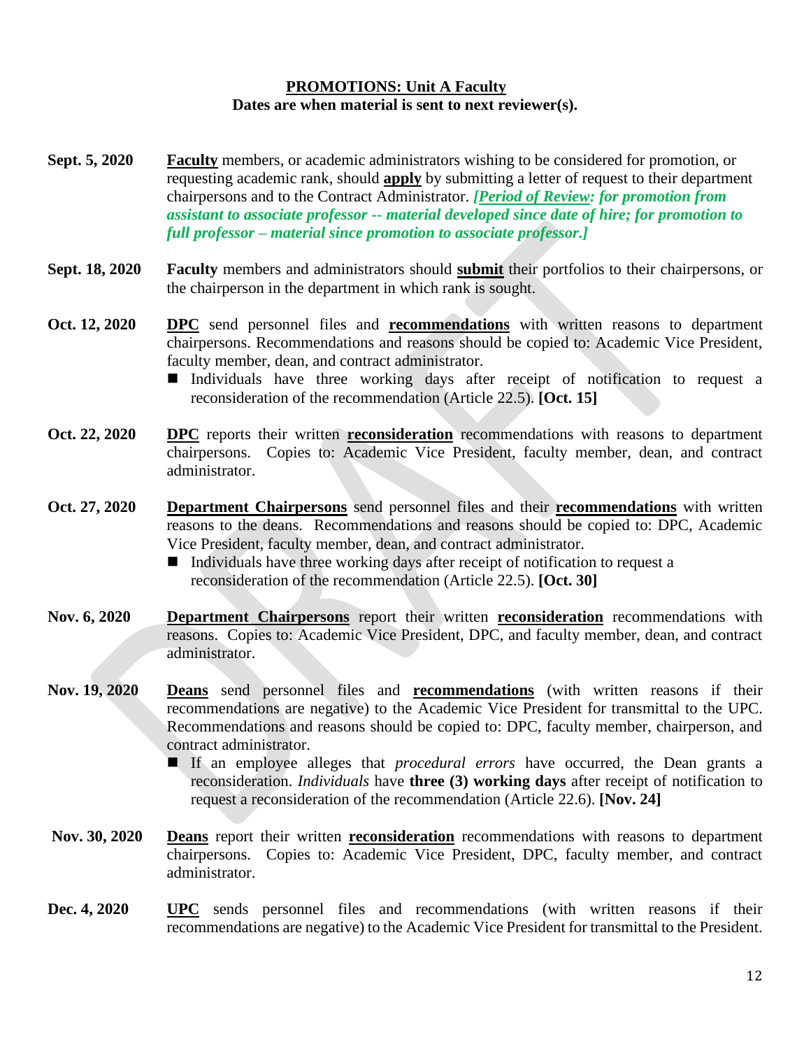**PROMOTIONS: Unit A Faculty**
**Dates are when material is sent to next reviewer(s).**

**Sept. 5, 2020** **Faculty** members, or academic administrators wishing to be considered for promotion, or requesting academic rank, should **apply** by submitting a letter of request to their department chairpersons and to the Contract Administrator. ***[Period of Review: for promotion from assistant to associate professor -- material developed since date of hire; for promotion to full professor – material since promotion to associate professor.]***

**Sept. 18, 2020** **Faculty** members and administrators should **submit** their portfolios to their chairpersons, or the chairperson in the department in which rank is sought.

**Oct. 12, 2020** **DPC** send personnel files and **recommendations** with written reasons to department chairpersons. Recommendations and reasons should be copied to: Academic Vice President, faculty member, dean, and contract administrator.

- Individuals have three working days after receipt of notification to request a reconsideration of the recommendation (Article 22.5). **[Oct. 15]**

**Oct. 22, 2020** **DPC** reports their written **reconsideration** recommendations with reasons to department chairpersons. Copies to: Academic Vice President, faculty member, dean, and contract administrator.

**Oct. 27, 2020** **Department Chairpersons** send personnel files and their **recommendations** with written reasons to the deans. Recommendations and reasons should be copied to: DPC, Academic Vice President, faculty member, dean, and contract administrator.

- Individuals have three working days after receipt of notification to request a reconsideration of the recommendation (Article 22.5). **[Oct. 30]**

**Nov. 6, 2020** **Department Chairpersons** report their written **reconsideration** recommendations with reasons. Copies to: Academic Vice President, DPC, and faculty member, dean, and contract administrator.

**Nov. 19, 2020** **Deans** send personnel files and **recommendations** (with written reasons if their recommendations are negative) to the Academic Vice President for transmittal to the UPC. Recommendations and reasons should be copied to: DPC, faculty member, chairperson, and contract administrator.

- If an employee alleges that *procedural errors* have occurred, the Dean grants a reconsideration. *Individuals* have **three (3) working days** after receipt of notification to request a reconsideration of the recommendation (Article 22.6). **[Nov. 24]**

**Nov. 30, 2020** **Deans** report their written **reconsideration** recommendations with reasons to department chairpersons. Copies to: Academic Vice President, DPC, faculty member, and contract administrator.

**Dec. 4, 2020** **UPC** sends personnel files and recommendations (with written reasons if their recommendations are negative) to the Academic Vice President for transmittal to the President.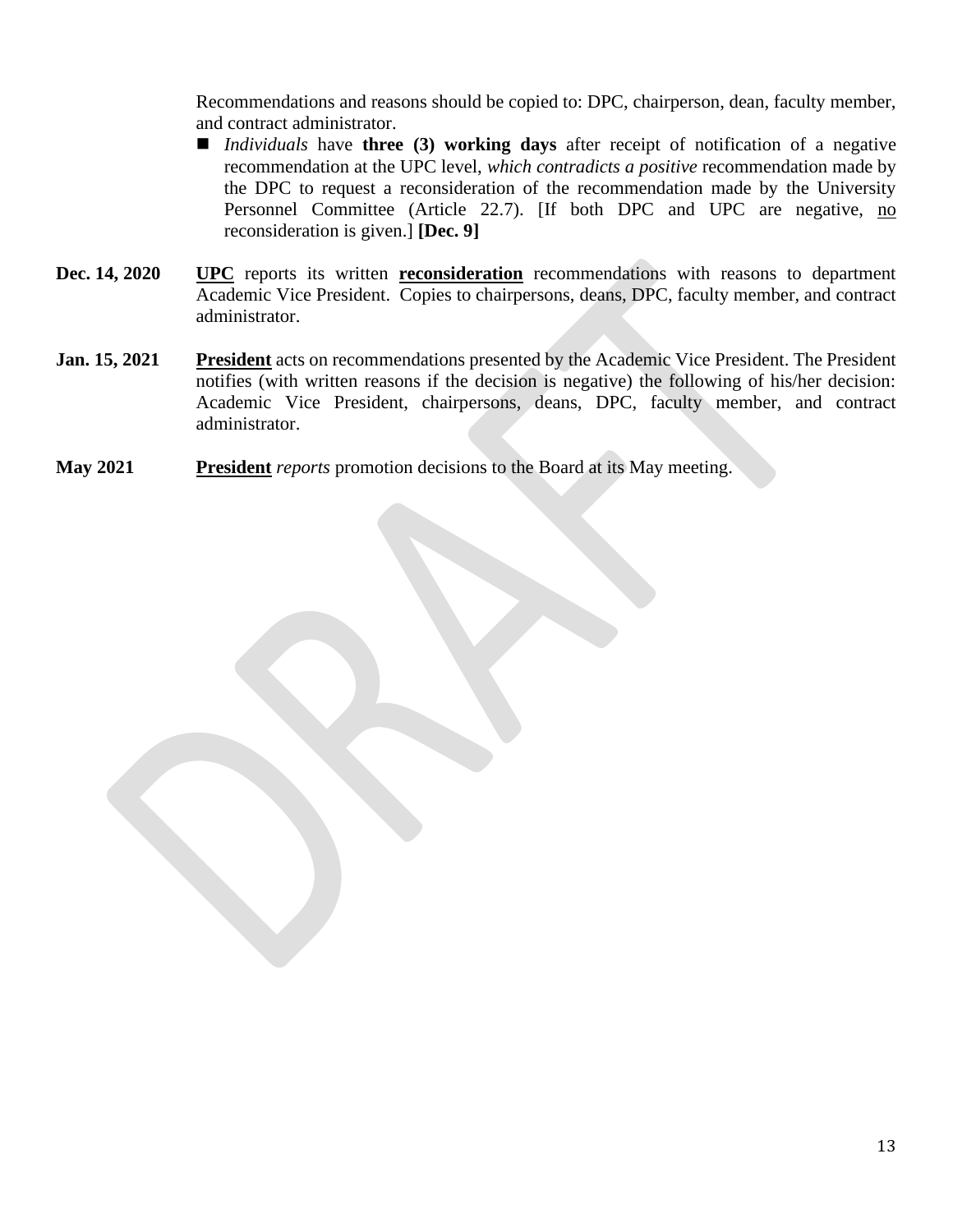Recommendations and reasons should be copied to: DPC, chairperson, dean, faculty member, and contract administrator.

- *Individuals* have **three (3) working days** after receipt of notification of a negative recommendation at the UPC level, *which contradicts a positive* recommendation made by the DPC to request a reconsideration of the recommendation made by the University Personnel Committee (Article 22.7). [If both DPC and UPC are negative, <u>no</u> reconsideration is given.] **[Dec. 9]**

**Dec. 14, 2020** **<u>UPC</u>** reports its written **<u>reconsideration</u>** recommendations with reasons to department Academic Vice President. Copies to chairpersons, deans, DPC, faculty member, and contract administrator.

**Jan. 15, 2021** **<u>President</u>** acts on recommendations presented by the Academic Vice President. The President notifies (with written reasons if the decision is negative) the following of his/her decision: Academic Vice President, chairpersons, deans, DPC, faculty member, and contract administrator.

**May 2021** **<u>President</u>** *reports* promotion decisions to the Board at its May meeting.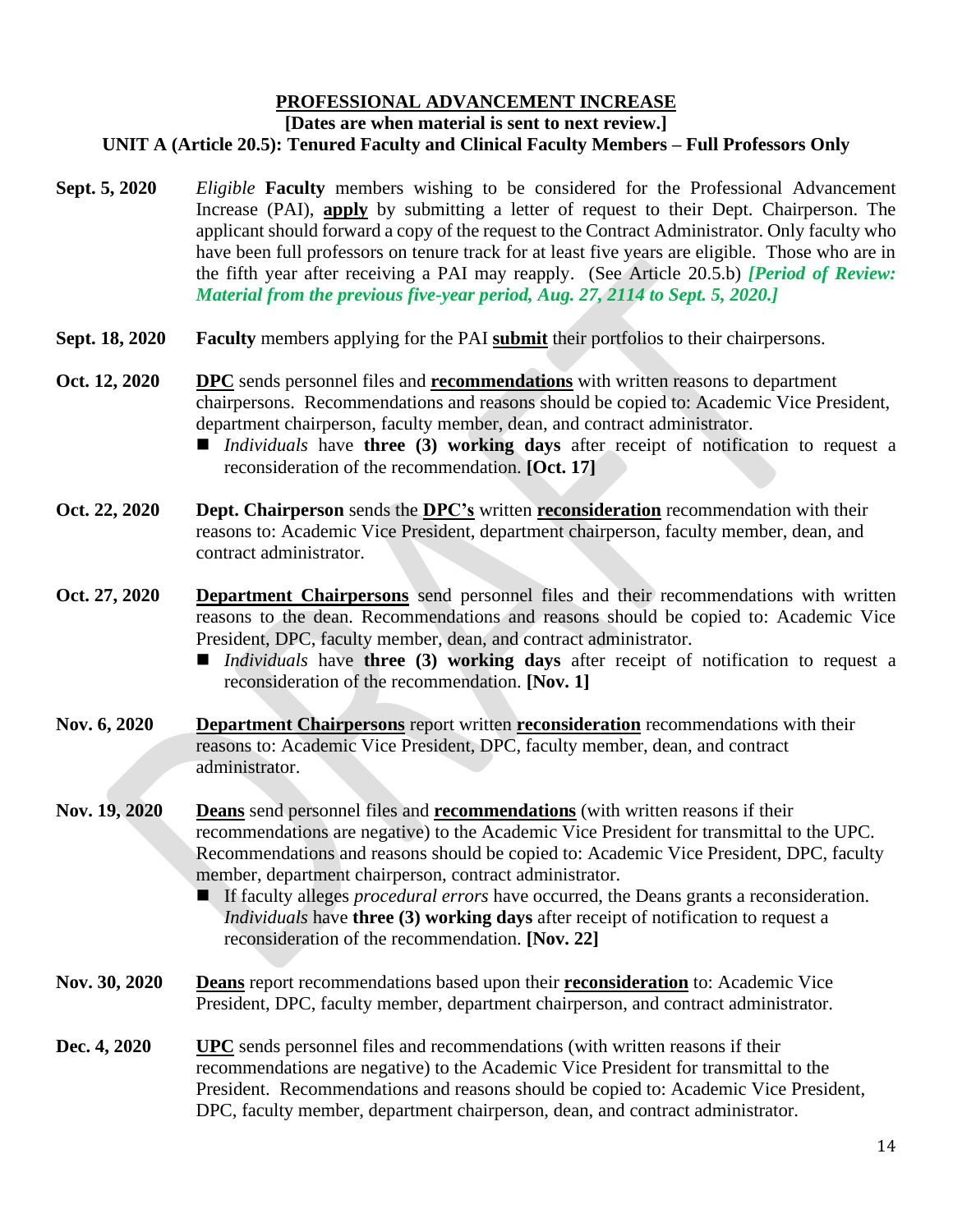**PROFESSIONAL ADVANCEMENT INCREASE**

**[Dates are when material is sent to next review.]**

**UNIT A (Article 20.5): Tenured Faculty and Clinical Faculty Members – Full Professors Only**

**Sept. 5, 2020** — *Eligible* **Faculty** members wishing to be considered for the Professional Advancement Increase (PAI), **apply** by submitting a letter of request to their Dept. Chairperson. The applicant should forward a copy of the request to the Contract Administrator. Only faculty who have been full professors on tenure track for at least five years are eligible. Those who are in the fifth year after receiving a PAI may reapply. (See Article 20.5.b) ***[Period of Review: Material from the previous five-year period, Aug. 27, 2114 to Sept. 5, 2020.]***

**Sept. 18, 2020** — **Faculty** members applying for the PAI **submit** their portfolios to their chairpersons.

**Oct. 12, 2020** — **DPC** sends personnel files and **recommendations** with written reasons to department chairpersons. Recommendations and reasons should be copied to: Academic Vice President, department chairperson, faculty member, dean, and contract administrator.

- *Individuals* have **three (3) working days** after receipt of notification to request a reconsideration of the recommendation. **[Oct. 17]**

**Oct. 22, 2020** — **Dept. Chairperson** sends the **DPC's** written **reconsideration** recommendation with their reasons to: Academic Vice President, department chairperson, faculty member, dean, and contract administrator.

**Oct. 27, 2020** — **Department Chairpersons** send personnel files and their recommendations with written reasons to the dean. Recommendations and reasons should be copied to: Academic Vice President, DPC, faculty member, dean, and contract administrator.

- *Individuals* have **three (3) working days** after receipt of notification to request a reconsideration of the recommendation. **[Nov. 1]**

**Nov. 6, 2020** — **Department Chairpersons** report written **reconsideration** recommendations with their reasons to: Academic Vice President, DPC, faculty member, dean, and contract administrator.

**Nov. 19, 2020** — **Deans** send personnel files and **recommendations** (with written reasons if their recommendations are negative) to the Academic Vice President for transmittal to the UPC. Recommendations and reasons should be copied to: Academic Vice President, DPC, faculty member, department chairperson, contract administrator.

- If faculty alleges *procedural errors* have occurred, the Deans grants a reconsideration. *Individuals* have **three (3) working days** after receipt of notification to request a reconsideration of the recommendation. **[Nov. 22]**

**Nov. 30, 2020** — **Deans** report recommendations based upon their **reconsideration** to: Academic Vice President, DPC, faculty member, department chairperson, and contract administrator.

**Dec. 4, 2020** — **UPC** sends personnel files and recommendations (with written reasons if their recommendations are negative) to the Academic Vice President for transmittal to the President. Recommendations and reasons should be copied to: Academic Vice President, DPC, faculty member, department chairperson, dean, and contract administrator.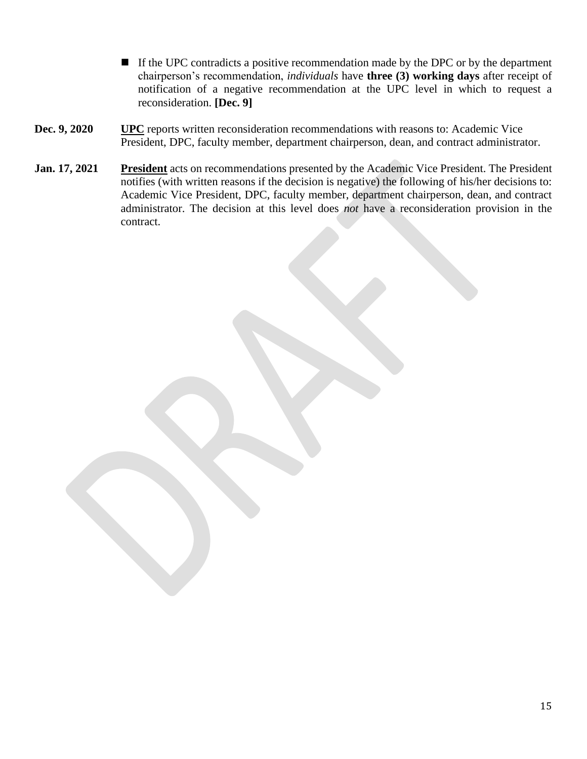- If the UPC contradicts a positive recommendation made by the DPC or by the department chairperson's recommendation, *individuals* have **three (3) working days** after receipt of notification of a negative recommendation at the UPC level in which to request a reconsideration. **[Dec. 9]**

**Dec. 9, 2020** **UPC** reports written reconsideration recommendations with reasons to: Academic Vice President, DPC, faculty member, department chairperson, dean, and contract administrator.

**Jan. 17, 2021** **President** acts on recommendations presented by the Academic Vice President. The President notifies (with written reasons if the decision is negative) the following of his/her decisions to: Academic Vice President, DPC, faculty member, department chairperson, dean, and contract administrator. The decision at this level does *not* have a reconsideration provision in the contract.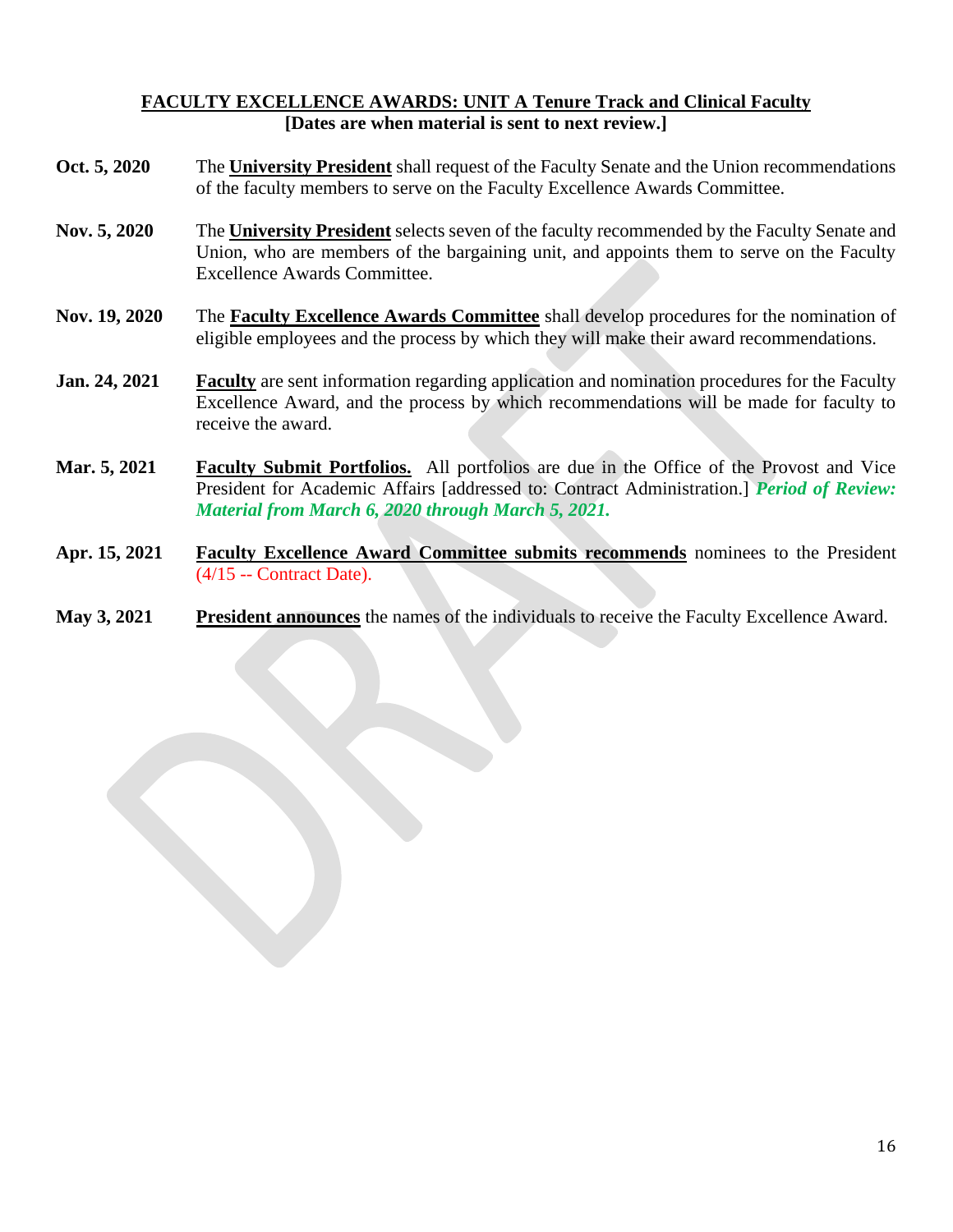## FACULTY EXCELLENCE AWARDS: UNIT A Tenure Track and Clinical Faculty
**[Dates are when material is sent to next review.]**

**Oct. 5, 2020** The **University President** shall request of the Faculty Senate and the Union recommendations of the faculty members to serve on the Faculty Excellence Awards Committee.

**Nov. 5, 2020** The **University President** selects seven of the faculty recommended by the Faculty Senate and Union, who are members of the bargaining unit, and appoints them to serve on the Faculty Excellence Awards Committee.

**Nov. 19, 2020** The **Faculty Excellence Awards Committee** shall develop procedures for the nomination of eligible employees and the process by which they will make their award recommendations.

**Jan. 24, 2021** **Faculty** are sent information regarding application and nomination procedures for the Faculty Excellence Award, and the process by which recommendations will be made for faculty to receive the award.

**Mar. 5, 2021** **Faculty Submit Portfolios.** All portfolios are due in the Office of the Provost and Vice President for Academic Affairs [addressed to: Contract Administration.] ***Period of Review: Material from March 6, 2020 through March 5, 2021.***

**Apr. 15, 2021** **Faculty Excellence Award Committee submits recommends** nominees to the President (4/15 -- Contract Date).

**May 3, 2021** **President announces** the names of the individuals to receive the Faculty Excellence Award.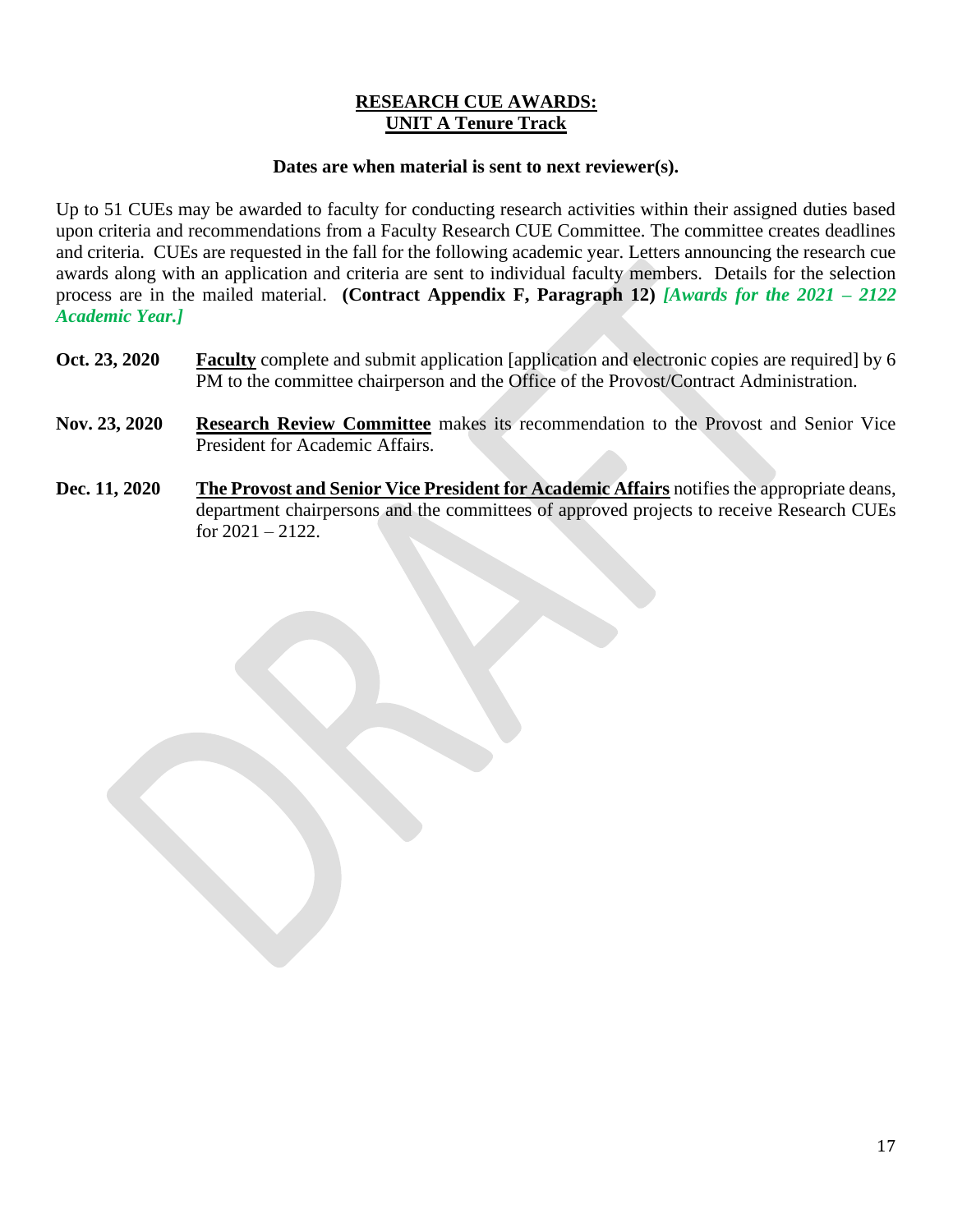## RESEARCH CUE AWARDS:
## UNIT A Tenure Track

**Dates are when material is sent to next reviewer(s).**

Up to 51 CUEs may be awarded to faculty for conducting research activities within their assigned duties based upon criteria and recommendations from a Faculty Research CUE Committee. The committee creates deadlines and criteria. CUEs are requested in the fall for the following academic year. Letters announcing the research cue awards along with an application and criteria are sent to individual faculty members. Details for the selection process are in the mailed material. **(Contract Appendix F, Paragraph 12)** ***[Awards for the 2021 – 2122 Academic Year.]***

**Oct. 23, 2020** — **Faculty** complete and submit application [application and electronic copies are required] by 6 PM to the committee chairperson and the Office of the Provost/Contract Administration.

**Nov. 23, 2020** — **Research Review Committee** makes its recommendation to the Provost and Senior Vice President for Academic Affairs.

**Dec. 11, 2020** — **The Provost and Senior Vice President for Academic Affairs** notifies the appropriate deans, department chairpersons and the committees of approved projects to receive Research CUEs for 2021 – 2122.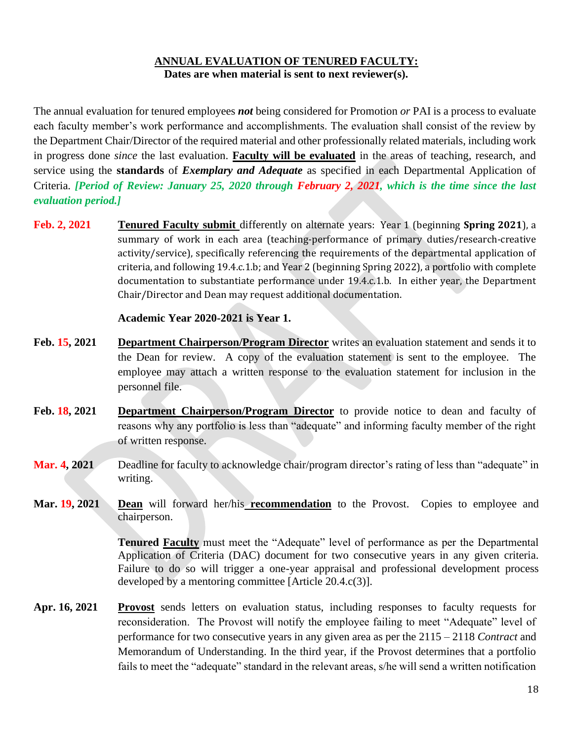**ANNUAL EVALUATION OF TENURED FACULTY:**
**Dates are when material is sent to next reviewer(s).**

The annual evaluation for tenured employees ***not*** being considered for Promotion *or* PAI is a process to evaluate each faculty member's work performance and accomplishments. The evaluation shall consist of the review by the Department Chair/Director of the required material and other professionally related materials, including work in progress done *since* the last evaluation. **Faculty will be evaluated** in the areas of teaching, research, and service using the **standards** of ***Exemplary and Adequate*** as specified in each Departmental Application of Criteria. ***[Period of Review: January 25, 2020 through February 2, 2021, which is the time since the last evaluation period.]***

**Feb. 2, 2021** — **Tenured Faculty submit** differently on alternate years: Year 1 (beginning **Spring 2021**), a summary of work in each area (teaching-performance of primary duties/research-creative activity/service), specifically referencing the requirements of the departmental application of criteria, and following 19.4.c.1.b; and Year 2 (beginning Spring 2022), a portfolio with complete documentation to substantiate performance under 19.4.c.1.b. In either year, the Department Chair/Director and Dean may request additional documentation.

**Academic Year 2020-2021 is Year 1.**

**Feb. 15, 2021** — **Department Chairperson/Program Director** writes an evaluation statement and sends it to the Dean for review. A copy of the evaluation statement is sent to the employee. The employee may attach a written response to the evaluation statement for inclusion in the personnel file.

**Feb. 18, 2021** — **Department Chairperson/Program Director** to provide notice to dean and faculty of reasons why any portfolio is less than "adequate" and informing faculty member of the right of written response.

**Mar. 4, 2021** — Deadline for faculty to acknowledge chair/program director's rating of less than "adequate" in writing.

**Mar. 19, 2021** — **Dean** will forward her/his **recommendation** to the Provost. Copies to employee and chairperson.

**Tenured Faculty** must meet the "Adequate" level of performance as per the Departmental Application of Criteria (DAC) document for two consecutive years in any given criteria. Failure to do so will trigger a one-year appraisal and professional development process developed by a mentoring committee [Article 20.4.c(3)].

**Apr. 16, 2021** — **Provost** sends letters on evaluation status, including responses to faculty requests for reconsideration. The Provost will notify the employee failing to meet "Adequate" level of performance for two consecutive years in any given area as per the 2115 – 2118 *Contract* and Memorandum of Understanding. In the third year, if the Provost determines that a portfolio fails to meet the "adequate" standard in the relevant areas, s/he will send a written notification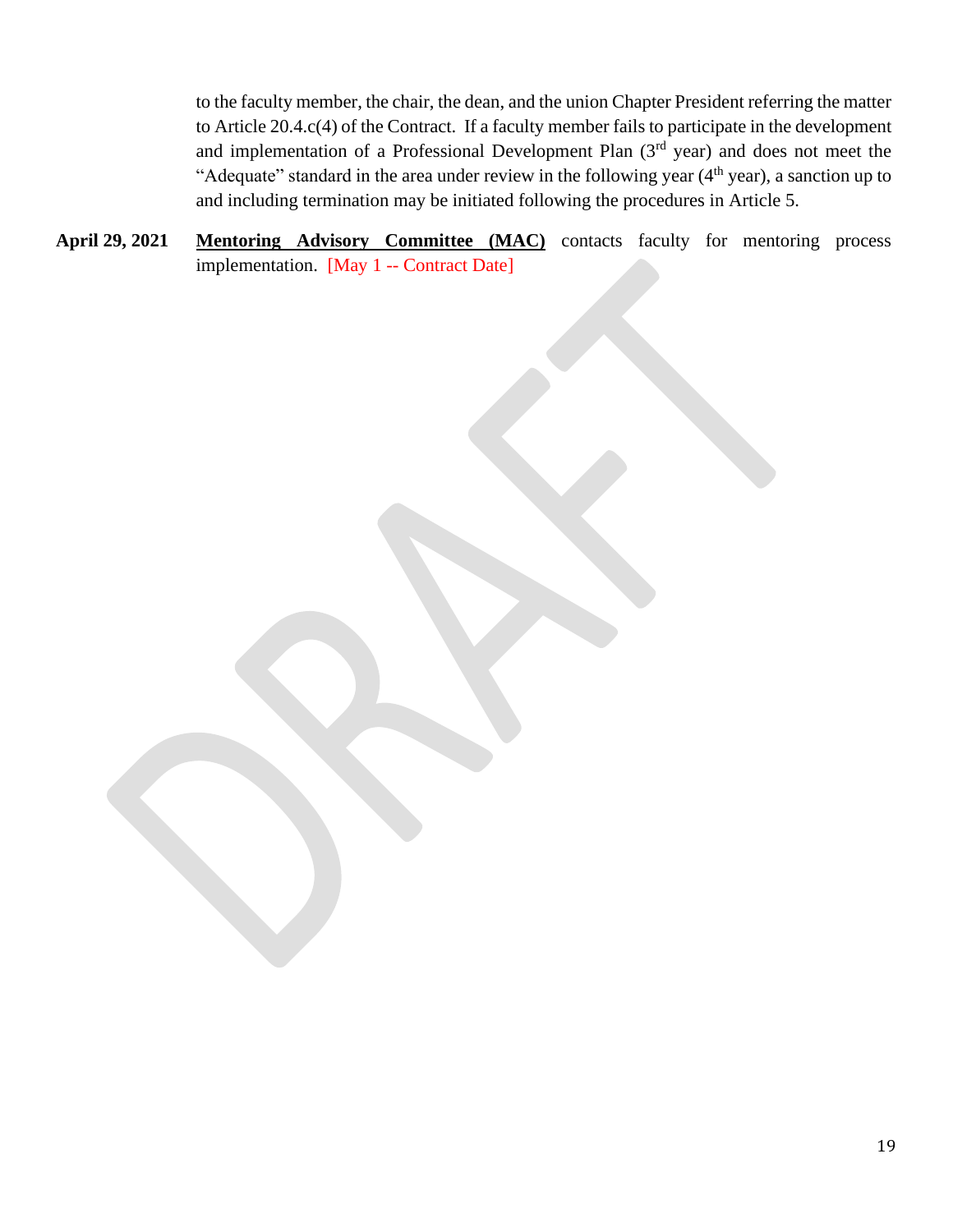to the faculty member, the chair, the dean, and the union Chapter President referring the matter to Article 20.4.c(4) of the Contract. If a faculty member fails to participate in the development and implementation of a Professional Development Plan (3rd year) and does not meet the "Adequate" standard in the area under review in the following year (4th year), a sanction up to and including termination may be initiated following the procedures in Article 5.

**April 29, 2021** **Mentoring Advisory Committee (MAC)** contacts faculty for mentoring process implementation. [May 1 -- Contract Date]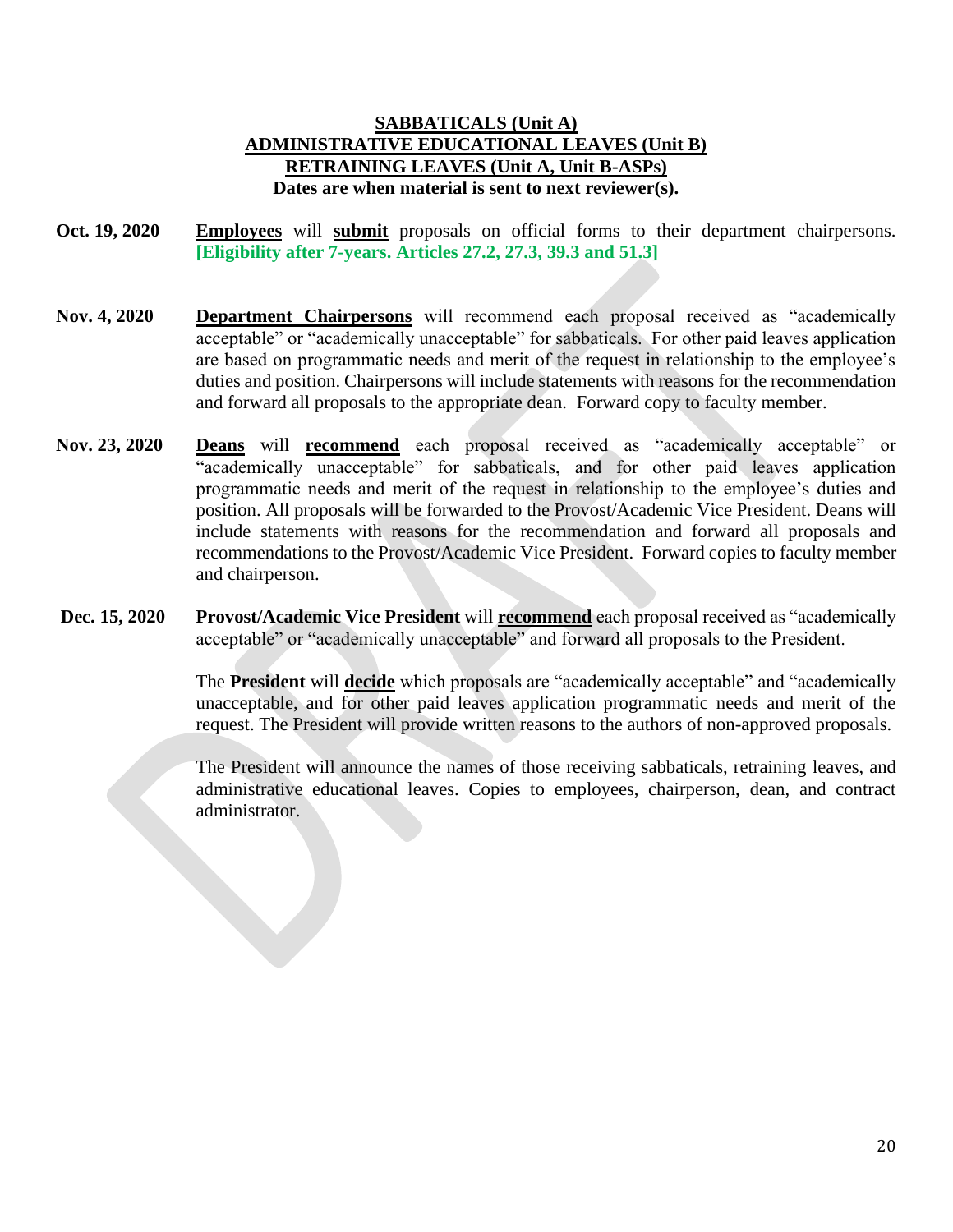**SABBATICALS (Unit A)**
**ADMINISTRATIVE EDUCATIONAL LEAVES (Unit B)**
**RETRAINING LEAVES (Unit A, Unit B-ASPs)**
**Dates are when material is sent to next reviewer(s).**

**Oct. 19, 2020** **Employees** will **submit** proposals on official forms to their department chairpersons. **[Eligibility after 7-years. Articles 27.2, 27.3, 39.3 and 51.3]**

**Nov. 4, 2020** **Department Chairpersons** will recommend each proposal received as "academically acceptable" or "academically unacceptable" for sabbaticals. For other paid leaves application are based on programmatic needs and merit of the request in relationship to the employee's duties and position. Chairpersons will include statements with reasons for the recommendation and forward all proposals to the appropriate dean. Forward copy to faculty member.

**Nov. 23, 2020** **Deans** will **recommend** each proposal received as "academically acceptable" or "academically unacceptable" for sabbaticals, and for other paid leaves application programmatic needs and merit of the request in relationship to the employee's duties and position. All proposals will be forwarded to the Provost/Academic Vice President. Deans will include statements with reasons for the recommendation and forward all proposals and recommendations to the Provost/Academic Vice President. Forward copies to faculty member and chairperson.

**Dec. 15, 2020** **Provost/Academic Vice President** will **recommend** each proposal received as "academically acceptable" or "academically unacceptable" and forward all proposals to the President.

The **President** will **decide** which proposals are "academically acceptable" and "academically unacceptable, and for other paid leaves application programmatic needs and merit of the request. The President will provide written reasons to the authors of non-approved proposals.

The President will announce the names of those receiving sabbaticals, retraining leaves, and administrative educational leaves. Copies to employees, chairperson, dean, and contract administrator.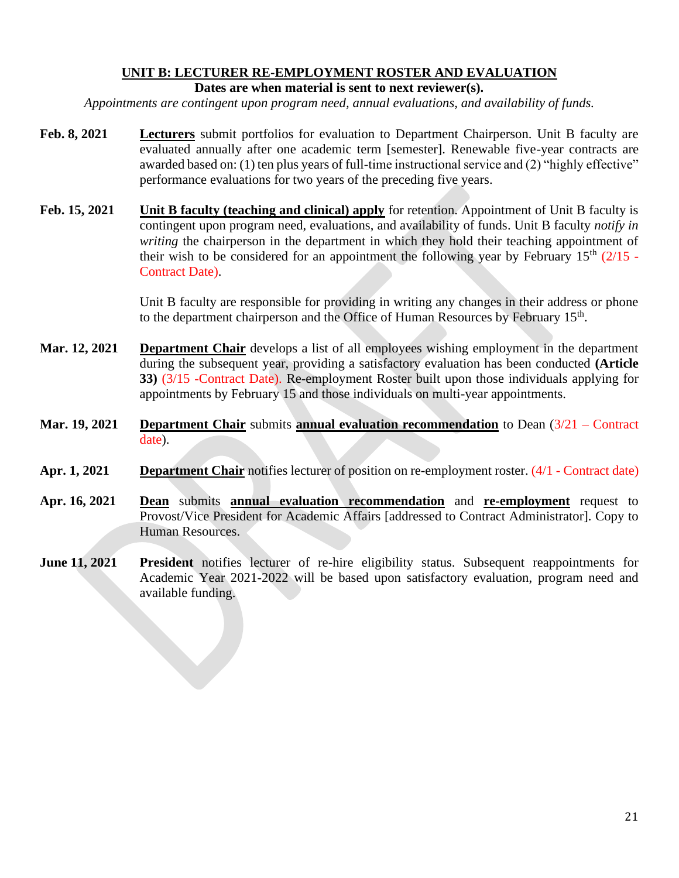## UNIT B: LECTURER RE-EMPLOYMENT ROSTER AND EVALUATION

**Dates are when material is sent to next reviewer(s).**

*Appointments are contingent upon program need, annual evaluations, and availability of funds.*

**Feb. 8, 2021** — **Lecturers** submit portfolios for evaluation to Department Chairperson. Unit B faculty are evaluated annually after one academic term [semester]. Renewable five-year contracts are awarded based on: (1) ten plus years of full-time instructional service and (2) "highly effective" performance evaluations for two years of the preceding five years.

**Feb. 15, 2021** — **Unit B faculty (teaching and clinical) apply** for retention. Appointment of Unit B faculty is contingent upon program need, evaluations, and availability of funds. Unit B faculty *notify in writing* the chairperson in the department in which they hold their teaching appointment of their wish to be considered for an appointment the following year by February 15th (2/15 - Contract Date).

Unit B faculty are responsible for providing in writing any changes in their address or phone to the department chairperson and the Office of Human Resources by February 15th.

**Mar. 12, 2021** — **Department Chair** develops a list of all employees wishing employment in the department during the subsequent year, providing a satisfactory evaluation has been conducted **(Article 33)** (3/15 -Contract Date). Re-employment Roster built upon those individuals applying for appointments by February 15 and those individuals on multi-year appointments.

**Mar. 19, 2021** — **Department Chair** submits **annual evaluation recommendation** to Dean (3/21 – Contract date).

**Apr. 1, 2021** — **Department Chair** notifies lecturer of position on re-employment roster. (4/1 - Contract date)

**Apr. 16, 2021** — **Dean** submits **annual evaluation recommendation** and **re-employment** request to Provost/Vice President for Academic Affairs [addressed to Contract Administrator]. Copy to Human Resources.

**June 11, 2021** — **President** notifies lecturer of re-hire eligibility status. Subsequent reappointments for Academic Year 2021-2022 will be based upon satisfactory evaluation, program need and available funding.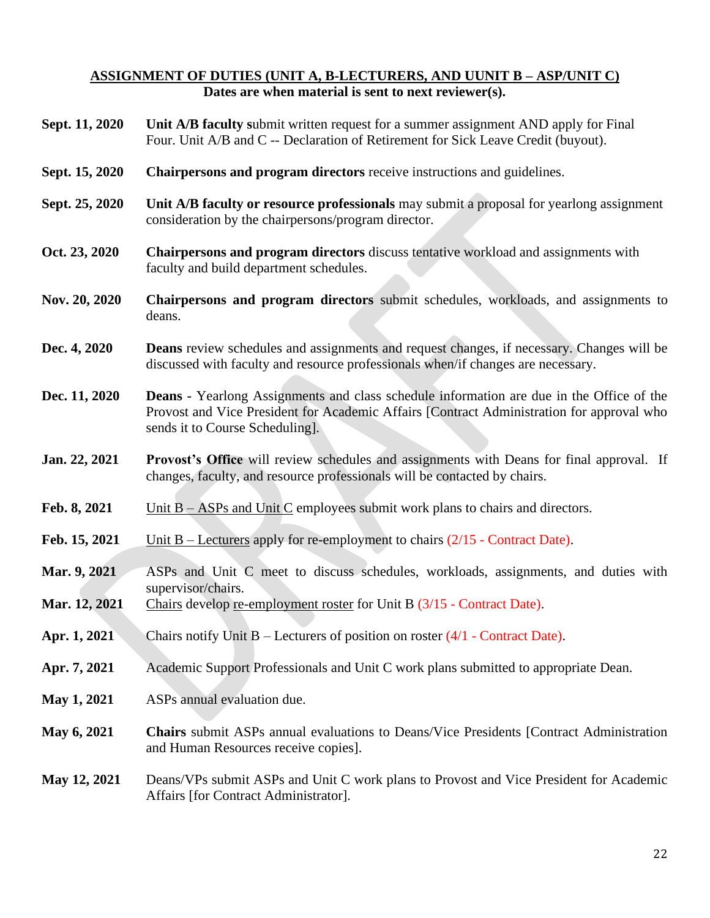**ASSIGNMENT OF DUTIES (UNIT A, B-LECTURERS, AND UUNIT B – ASP/UNIT C)**
**Dates are when material is sent to next reviewer(s).**

**Sept. 11, 2020** — **Unit A/B faculty s**ubmit written request for a summer assignment AND apply for Final Four. Unit A/B and C -- Declaration of Retirement for Sick Leave Credit (buyout).

**Sept. 15, 2020** — **Chairpersons and program directors** receive instructions and guidelines.

**Sept. 25, 2020** — **Unit A/B faculty or resource professionals** may submit a proposal for yearlong assignment consideration by the chairpersons/program director.

**Oct. 23, 2020** — **Chairpersons and program directors** discuss tentative workload and assignments with faculty and build department schedules.

**Nov. 20, 2020** — **Chairpersons and program directors** submit schedules, workloads, and assignments to deans.

**Dec. 4, 2020** — **Deans** review schedules and assignments and request changes, if necessary. Changes will be discussed with faculty and resource professionals when/if changes are necessary.

**Dec. 11, 2020** — **Deans -** Yearlong Assignments and class schedule information are due in the Office of the Provost and Vice President for Academic Affairs [Contract Administration for approval who sends it to Course Scheduling].

**Jan. 22, 2021** — **Provost's Office** will review schedules and assignments with Deans for final approval. If changes, faculty, and resource professionals will be contacted by chairs.

**Feb. 8, 2021** — Unit B – ASPs and Unit C employees submit work plans to chairs and directors.

**Feb. 15, 2021** — Unit B – Lecturers apply for re-employment to chairs (2/15 - Contract Date).

**Mar. 9, 2021** — ASPs and Unit C meet to discuss schedules, workloads, assignments, and duties with supervisor/chairs.

**Mar. 12, 2021** — Chairs develop re-employment roster for Unit B (3/15 - Contract Date).

**Apr. 1, 2021** — Chairs notify Unit B – Lecturers of position on roster (4/1 - Contract Date).

**Apr. 7, 2021** — Academic Support Professionals and Unit C work plans submitted to appropriate Dean.

**May 1, 2021** — ASPs annual evaluation due.

**May 6, 2021** — **Chairs** submit ASPs annual evaluations to Deans/Vice Presidents [Contract Administration and Human Resources receive copies].

**May 12, 2021** — Deans/VPs submit ASPs and Unit C work plans to Provost and Vice President for Academic Affairs [for Contract Administrator].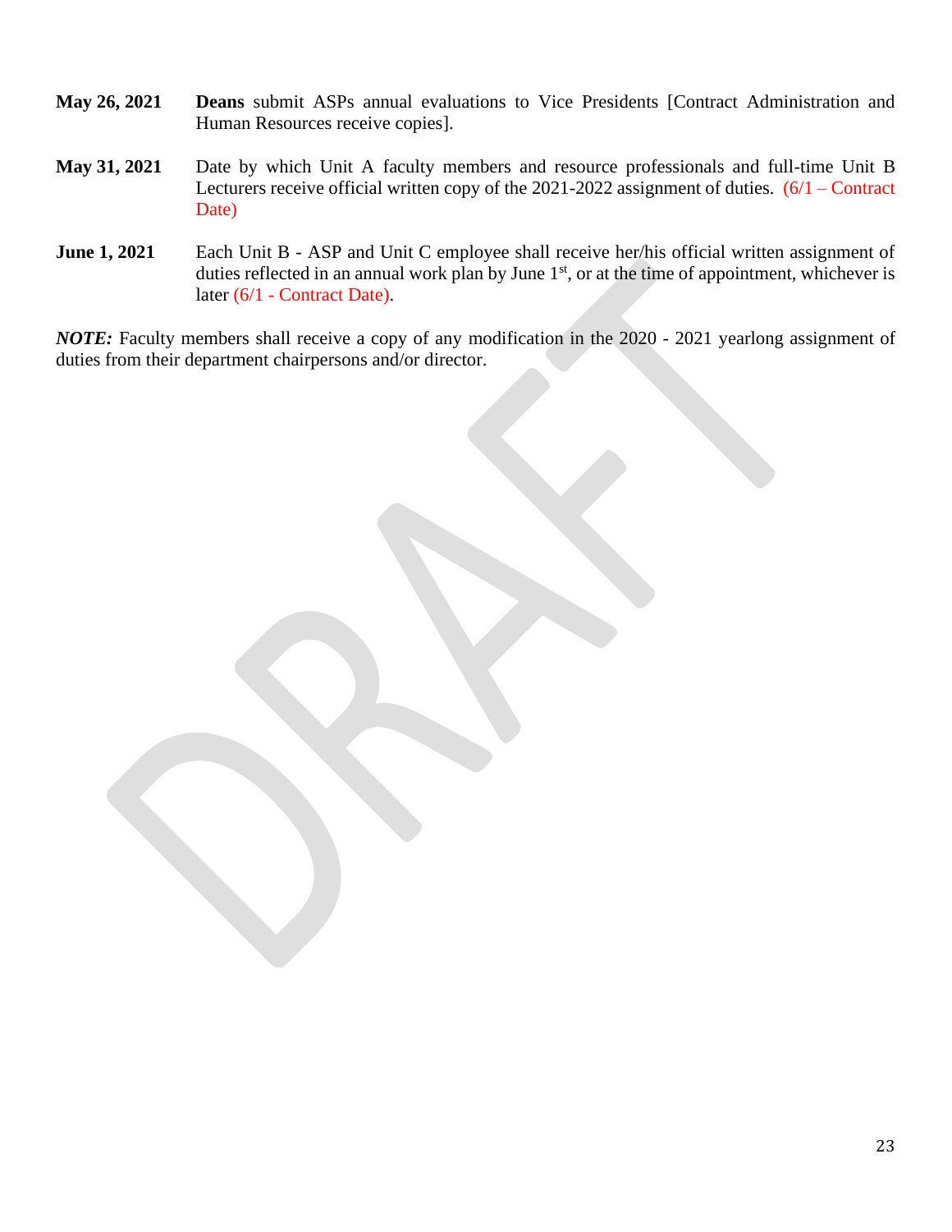**May 26, 2021** **Deans** submit ASPs annual evaluations to Vice Presidents [Contract Administration and Human Resources receive copies].

**May 31, 2021** Date by which Unit A faculty members and resource professionals and full-time Unit B Lecturers receive official written copy of the 2021-2022 assignment of duties. (6/1 – Contract Date)

**June 1, 2021** Each Unit B - ASP and Unit C employee shall receive her/his official written assignment of duties reflected in an annual work plan by June 1st, or at the time of appointment, whichever is later (6/1 - Contract Date).

***NOTE:*** Faculty members shall receive a copy of any modification in the 2020 - 2021 yearlong assignment of duties from their department chairpersons and/or director.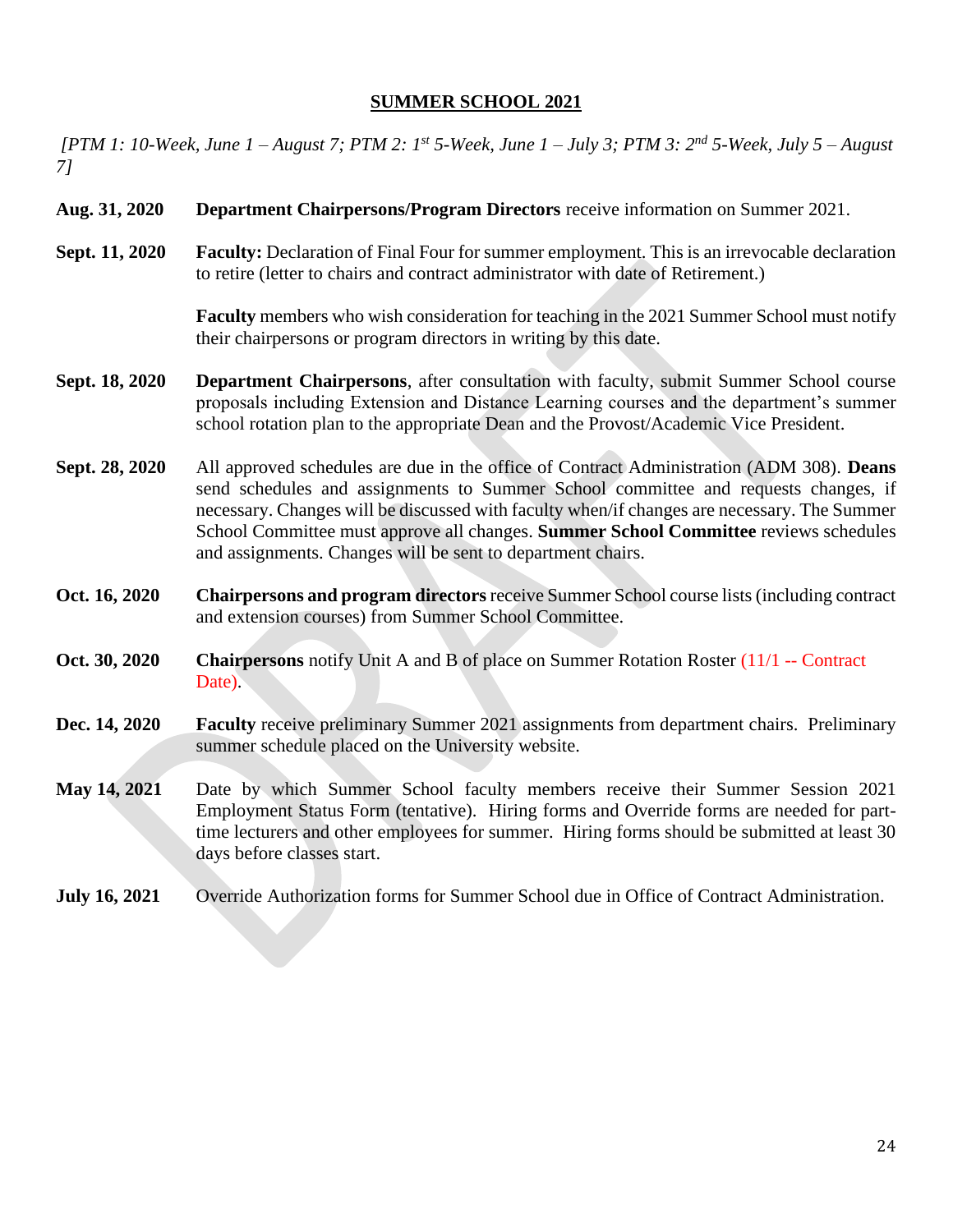# SUMMER SCHOOL 2021

*[PTM 1: 10-Week, June 1 – August 7; PTM 2: 1st 5-Week, June 1 – July 3; PTM 3: 2nd 5-Week, July 5 – August 7]*

**Aug. 31, 2020** — **Department Chairpersons/Program Directors** receive information on Summer 2021.

**Sept. 11, 2020** — **Faculty:** Declaration of Final Four for summer employment. This is an irrevocable declaration to retire (letter to chairs and contract administrator with date of Retirement.)

**Faculty** members who wish consideration for teaching in the 2021 Summer School must notify their chairpersons or program directors in writing by this date.

**Sept. 18, 2020** — **Department Chairpersons**, after consultation with faculty, submit Summer School course proposals including Extension and Distance Learning courses and the department's summer school rotation plan to the appropriate Dean and the Provost/Academic Vice President.

**Sept. 28, 2020** — All approved schedules are due in the office of Contract Administration (ADM 308). **Deans** send schedules and assignments to Summer School committee and requests changes, if necessary. Changes will be discussed with faculty when/if changes are necessary. The Summer School Committee must approve all changes. **Summer School Committee** reviews schedules and assignments. Changes will be sent to department chairs.

**Oct. 16, 2020** — **Chairpersons and program directors** receive Summer School course lists (including contract and extension courses) from Summer School Committee.

**Oct. 30, 2020** — **Chairpersons** notify Unit A and B of place on Summer Rotation Roster (11/1 -- Contract Date).

**Dec. 14, 2020** — **Faculty** receive preliminary Summer 2021 assignments from department chairs. Preliminary summer schedule placed on the University website.

**May 14, 2021** — Date by which Summer School faculty members receive their Summer Session 2021 Employment Status Form (tentative). Hiring forms and Override forms are needed for part-time lecturers and other employees for summer. Hiring forms should be submitted at least 30 days before classes start.

**July 16, 2021** — Override Authorization forms for Summer School due in Office of Contract Administration.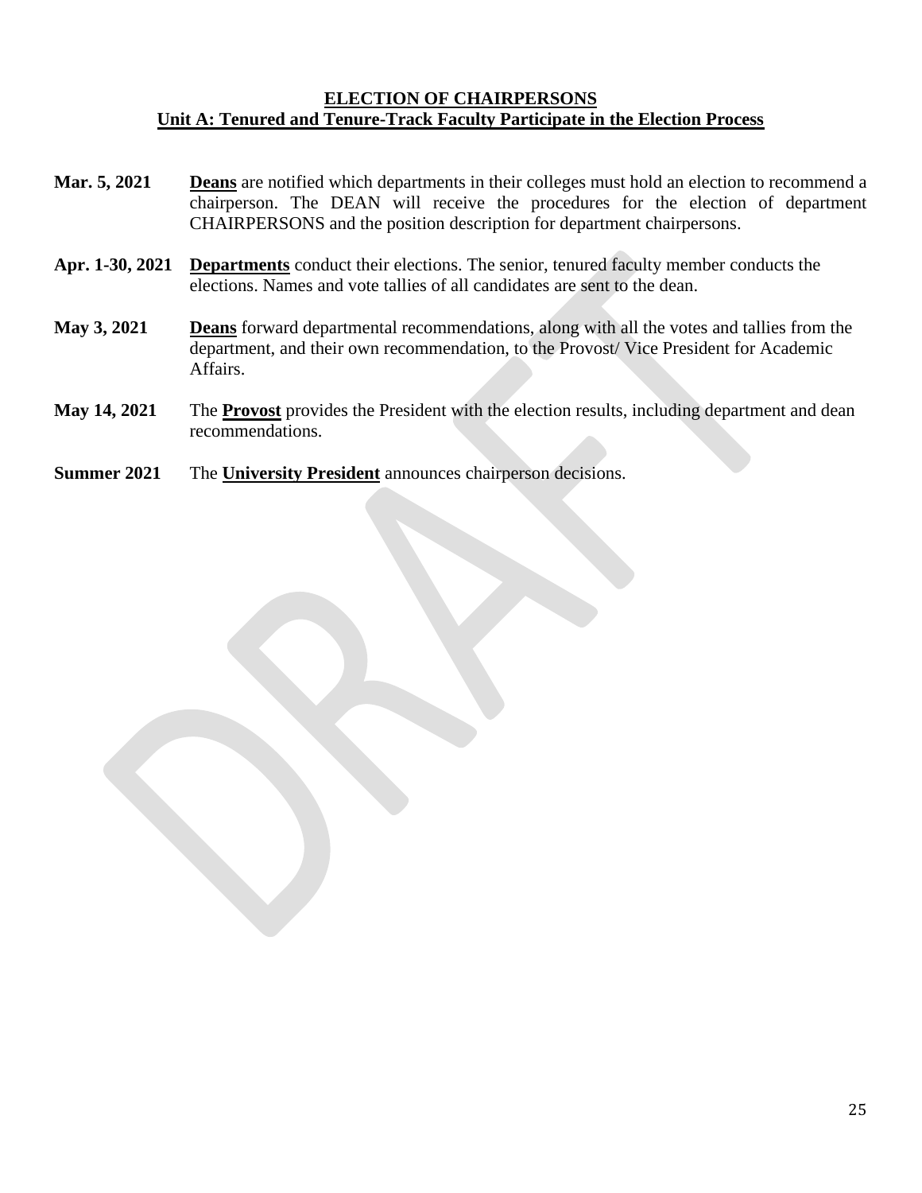## ELECTION OF CHAIRPERSONS

### Unit A: Tenured and Tenure-Track Faculty Participate in the Election Process

**Mar. 5, 2021** — **Deans** are notified which departments in their colleges must hold an election to recommend a chairperson. The DEAN will receive the procedures for the election of department CHAIRPERSONS and the position description for department chairpersons.

**Apr. 1-30, 2021** — **Departments** conduct their elections. The senior, tenured faculty member conducts the elections. Names and vote tallies of all candidates are sent to the dean.

**May 3, 2021** — **Deans** forward departmental recommendations, along with all the votes and tallies from the department, and their own recommendation, to the Provost/ Vice President for Academic Affairs.

**May 14, 2021** — The **Provost** provides the President with the election results, including department and dean recommendations.

**Summer 2021** — The **University President** announces chairperson decisions.